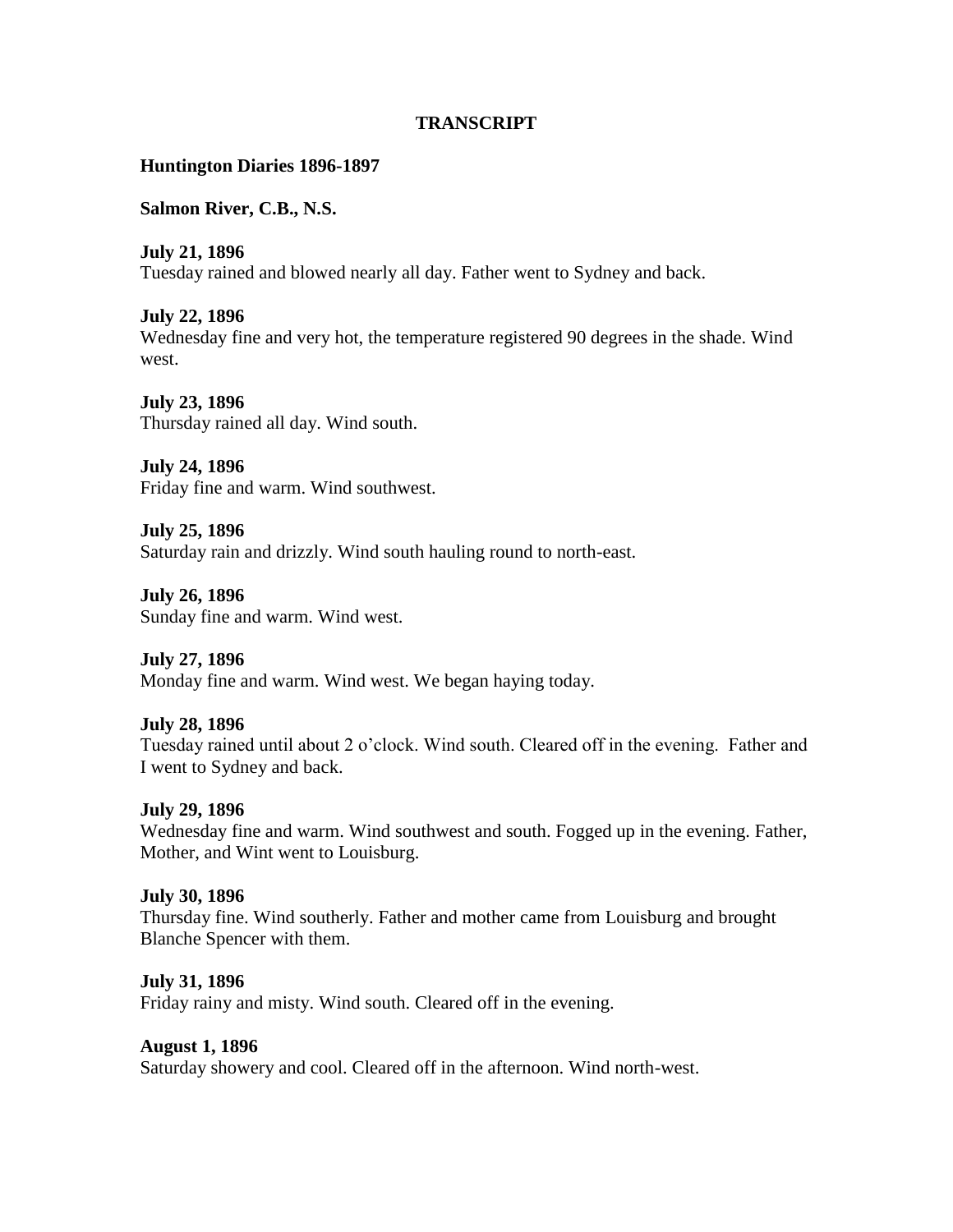# TRANSCRIPT

**Huntington Diaries 1896-1897**

**Salmon River, C.B., N.S.**

**July 21, 1896**
Tuesday rained and blowed nearly all day. Father went to Sydney and back.

**July 22, 1896**
Wednesday fine and very hot, the temperature registered 90 degrees in the shade. Wind west.

**July 23, 1896**
Thursday rained all day. Wind south.

**July 24, 1896**
Friday fine and warm. Wind southwest.

**July 25, 1896**
Saturday rain and drizzly. Wind south hauling round to north-east.

**July 26, 1896**
Sunday fine and warm. Wind west.

**July 27, 1896**
Monday fine and warm. Wind west. We began haying today.

**July 28, 1896**
Tuesday rained until about 2 o'clock. Wind south. Cleared off in the evening. Father and I went to Sydney and back.

**July 29, 1896**
Wednesday fine and warm. Wind southwest and south. Fogged up in the evening. Father, Mother, and Wint went to Louisburg.

**July 30, 1896**
Thursday fine. Wind southerly. Father and mother came from Louisburg and brought Blanche Spencer with them.

**July 31, 1896**
Friday rainy and misty. Wind south. Cleared off in the evening.

**August 1, 1896**
Saturday showery and cool. Cleared off in the afternoon. Wind north-west.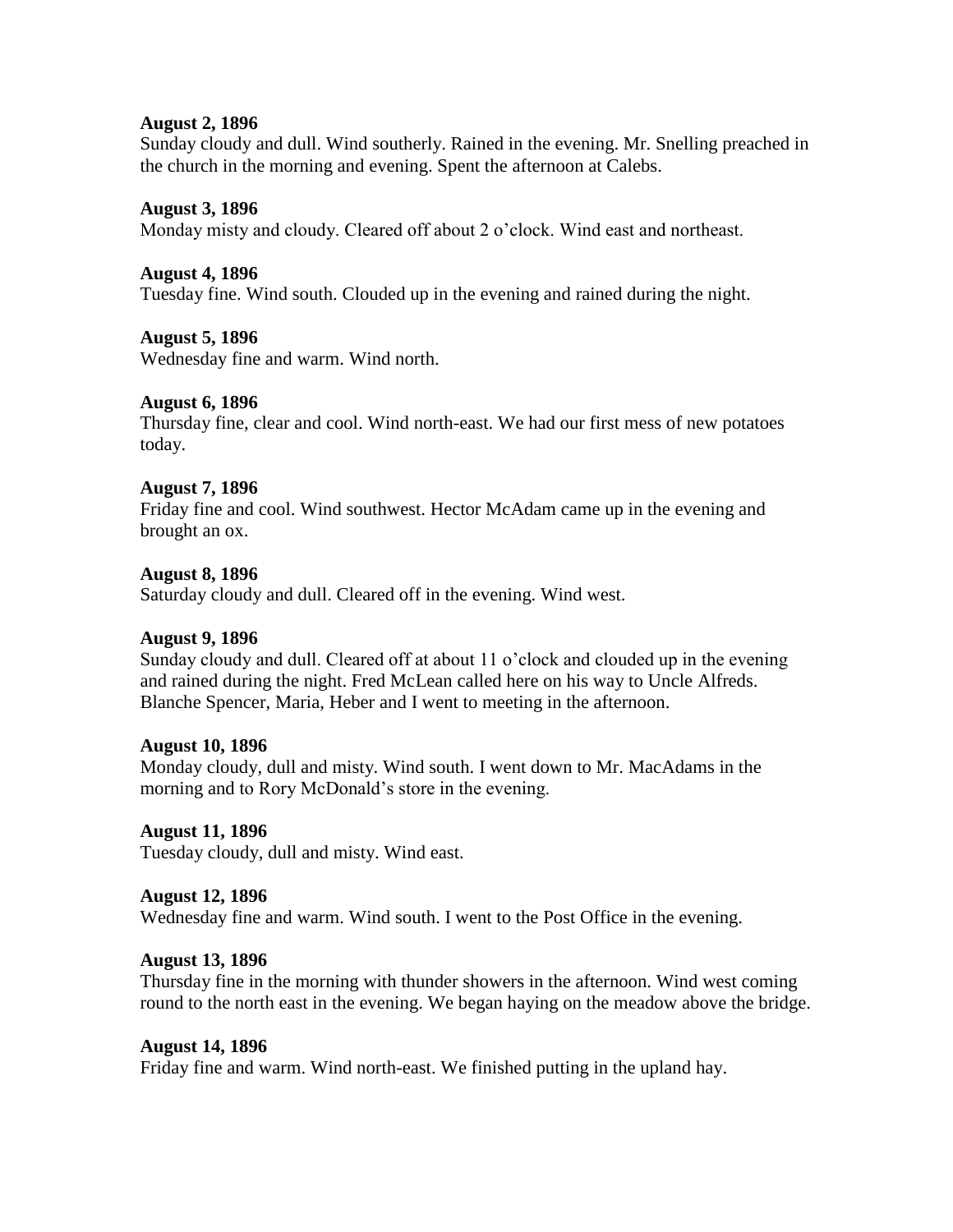**August 2, 1896**
Sunday cloudy and dull. Wind southerly. Rained in the evening. Mr. Snelling preached in the church in the morning and evening. Spent the afternoon at Calebs.

**August 3, 1896**
Monday misty and cloudy. Cleared off about 2 o'clock. Wind east and northeast.

**August 4, 1896**
Tuesday fine. Wind south. Clouded up in the evening and rained during the night.

**August 5, 1896**
Wednesday fine and warm. Wind north.

**August 6, 1896**
Thursday fine, clear and cool. Wind north-east. We had our first mess of new potatoes today.

**August 7, 1896**
Friday fine and cool. Wind southwest. Hector McAdam came up in the evening and brought an ox.

**August 8, 1896**
Saturday cloudy and dull. Cleared off in the evening. Wind west.

**August 9, 1896**
Sunday cloudy and dull. Cleared off at about 11 o'clock and clouded up in the evening and rained during the night. Fred McLean called here on his way to Uncle Alfreds. Blanche Spencer, Maria, Heber and I went to meeting in the afternoon.

**August 10, 1896**
Monday cloudy, dull and misty. Wind south. I went down to Mr. MacAdams in the morning and to Rory McDonald's store in the evening.

**August 11, 1896**
Tuesday cloudy, dull and misty. Wind east.

**August 12, 1896**
Wednesday fine and warm. Wind south. I went to the Post Office in the evening.

**August 13, 1896**
Thursday fine in the morning with thunder showers in the afternoon. Wind west coming round to the north east in the evening. We began haying on the meadow above the bridge.

**August 14, 1896**
Friday fine and warm. Wind north-east. We finished putting in the upland hay.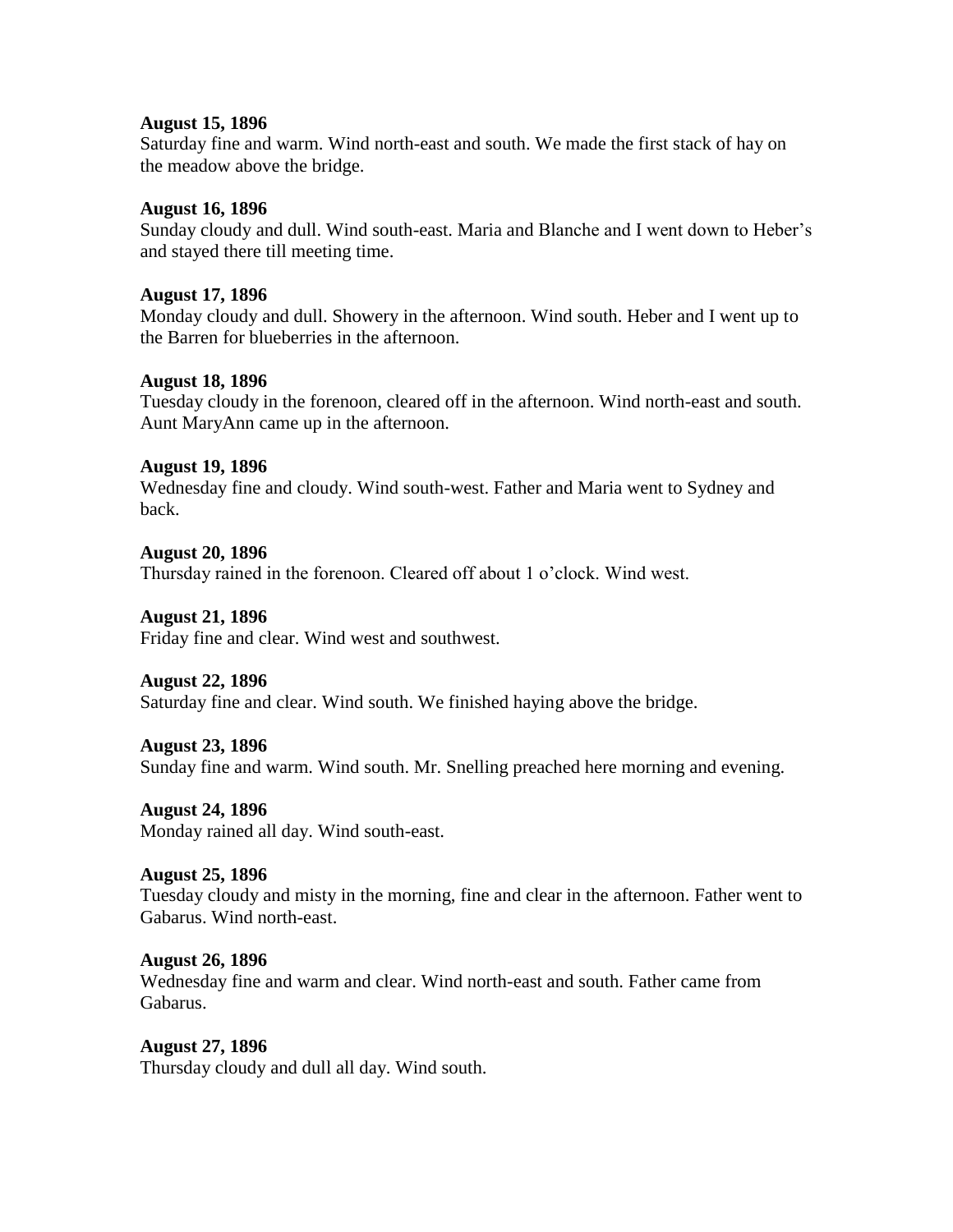**August 15, 1896**
Saturday fine and warm. Wind north-east and south. We made the first stack of hay on the meadow above the bridge.

**August 16, 1896**
Sunday cloudy and dull. Wind south-east. Maria and Blanche and I went down to Heber's and stayed there till meeting time.

**August 17, 1896**
Monday cloudy and dull. Showery in the afternoon. Wind south. Heber and I went up to the Barren for blueberries in the afternoon.

**August 18, 1896**
Tuesday cloudy in the forenoon, cleared off in the afternoon. Wind north-east and south. Aunt MaryAnn came up in the afternoon.

**August 19, 1896**
Wednesday fine and cloudy. Wind south-west. Father and Maria went to Sydney and back.

**August 20, 1896**
Thursday rained in the forenoon. Cleared off about 1 o'clock. Wind west.

**August 21, 1896**
Friday fine and clear. Wind west and southwest.

**August 22, 1896**
Saturday fine and clear. Wind south. We finished haying above the bridge.

**August 23, 1896**
Sunday fine and warm. Wind south. Mr. Snelling preached here morning and evening.

**August 24, 1896**
Monday rained all day. Wind south-east.

**August 25, 1896**
Tuesday cloudy and misty in the morning, fine and clear in the afternoon. Father went to Gabarus. Wind north-east.

**August 26, 1896**
Wednesday fine and warm and clear. Wind north-east and south. Father came from Gabarus.

**August 27, 1896**
Thursday cloudy and dull all day. Wind south.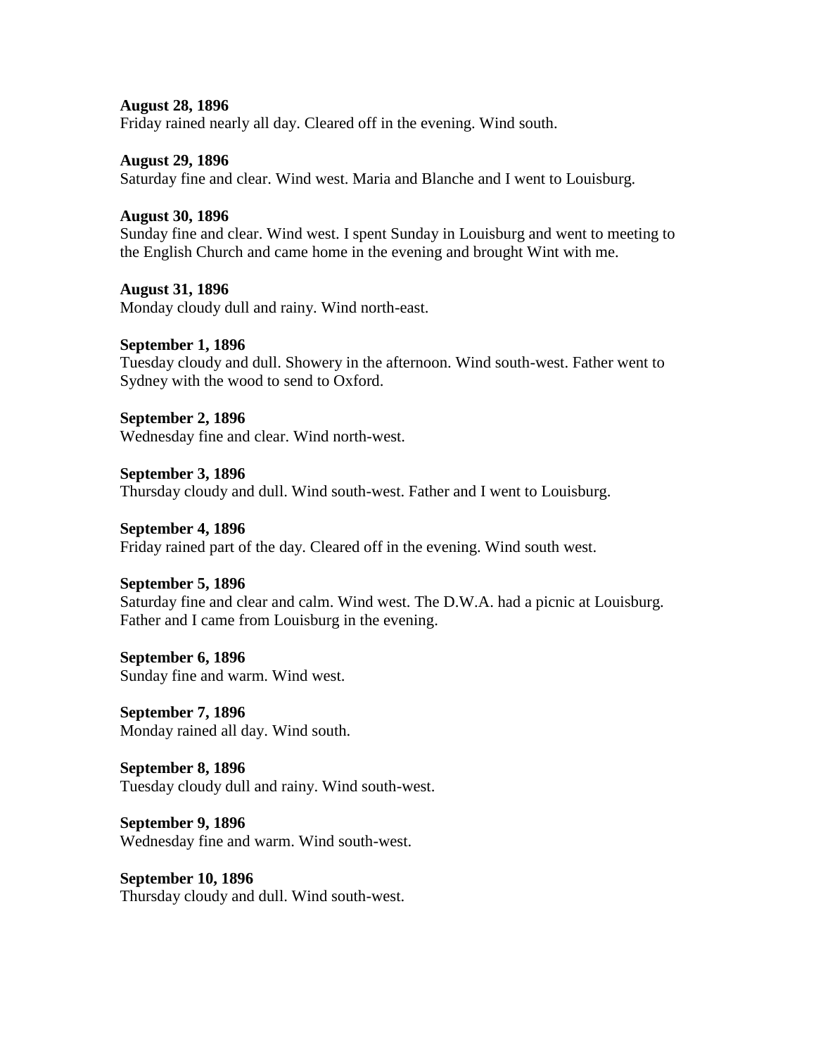**August 28, 1896**
Friday rained nearly all day. Cleared off in the evening. Wind south.

**August 29, 1896**
Saturday fine and clear. Wind west. Maria and Blanche and I went to Louisburg.

**August 30, 1896**
Sunday fine and clear. Wind west. I spent Sunday in Louisburg and went to meeting to the English Church and came home in the evening and brought Wint with me.

**August 31, 1896**
Monday cloudy dull and rainy. Wind north-east.

**September 1, 1896**
Tuesday cloudy and dull. Showery in the afternoon. Wind south-west. Father went to Sydney with the wood to send to Oxford.

**September 2, 1896**
Wednesday fine and clear. Wind north-west.

**September 3, 1896**
Thursday cloudy and dull. Wind south-west. Father and I went to Louisburg.

**September 4, 1896**
Friday rained part of the day. Cleared off in the evening. Wind south west.

**September 5, 1896**
Saturday fine and clear and calm. Wind west. The D.W.A. had a picnic at Louisburg. Father and I came from Louisburg in the evening.

**September 6, 1896**
Sunday fine and warm. Wind west.

**September 7, 1896**
Monday rained all day. Wind south.

**September 8, 1896**
Tuesday cloudy dull and rainy. Wind south-west.

**September 9, 1896**
Wednesday fine and warm. Wind south-west.

**September 10, 1896**
Thursday cloudy and dull. Wind south-west.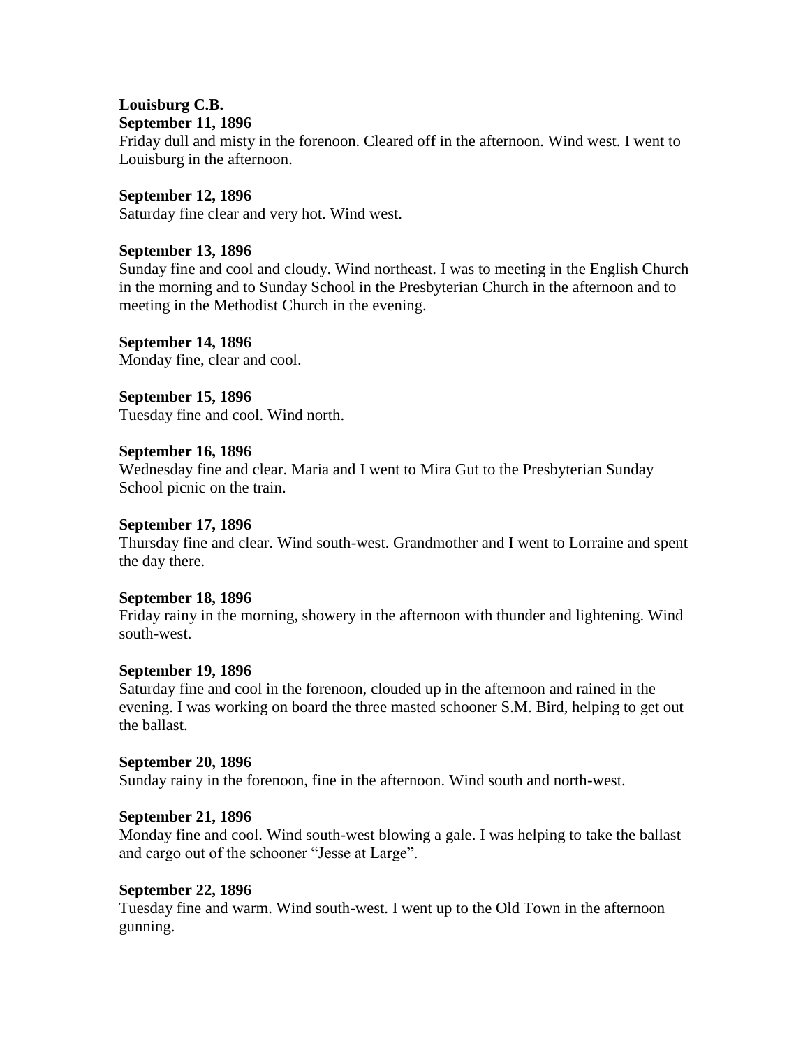**Louisburg C.B.**
**September 11, 1896**
Friday dull and misty in the forenoon. Cleared off in the afternoon. Wind west. I went to Louisburg in the afternoon.

**September 12, 1896**
Saturday fine clear and very hot. Wind west.

**September 13, 1896**
Sunday fine and cool and cloudy. Wind northeast. I was to meeting in the English Church in the morning and to Sunday School in the Presbyterian Church in the afternoon and to meeting in the Methodist Church in the evening.

**September 14, 1896**
Monday fine, clear and cool.

**September 15, 1896**
Tuesday fine and cool. Wind north.

**September 16, 1896**
Wednesday fine and clear. Maria and I went to Mira Gut to the Presbyterian Sunday School picnic on the train.

**September 17, 1896**
Thursday fine and clear. Wind south-west. Grandmother and I went to Lorraine and spent the day there.

**September 18, 1896**
Friday rainy in the morning, showery in the afternoon with thunder and lightening. Wind south-west.

**September 19, 1896**
Saturday fine and cool in the forenoon, clouded up in the afternoon and rained in the evening. I was working on board the three masted schooner S.M. Bird, helping to get out the ballast.

**September 20, 1896**
Sunday rainy in the forenoon, fine in the afternoon. Wind south and north-west.

**September 21, 1896**
Monday fine and cool. Wind south-west blowing a gale. I was helping to take the ballast and cargo out of the schooner "Jesse at Large".

**September 22, 1896**
Tuesday fine and warm. Wind south-west. I went up to the Old Town in the afternoon gunning.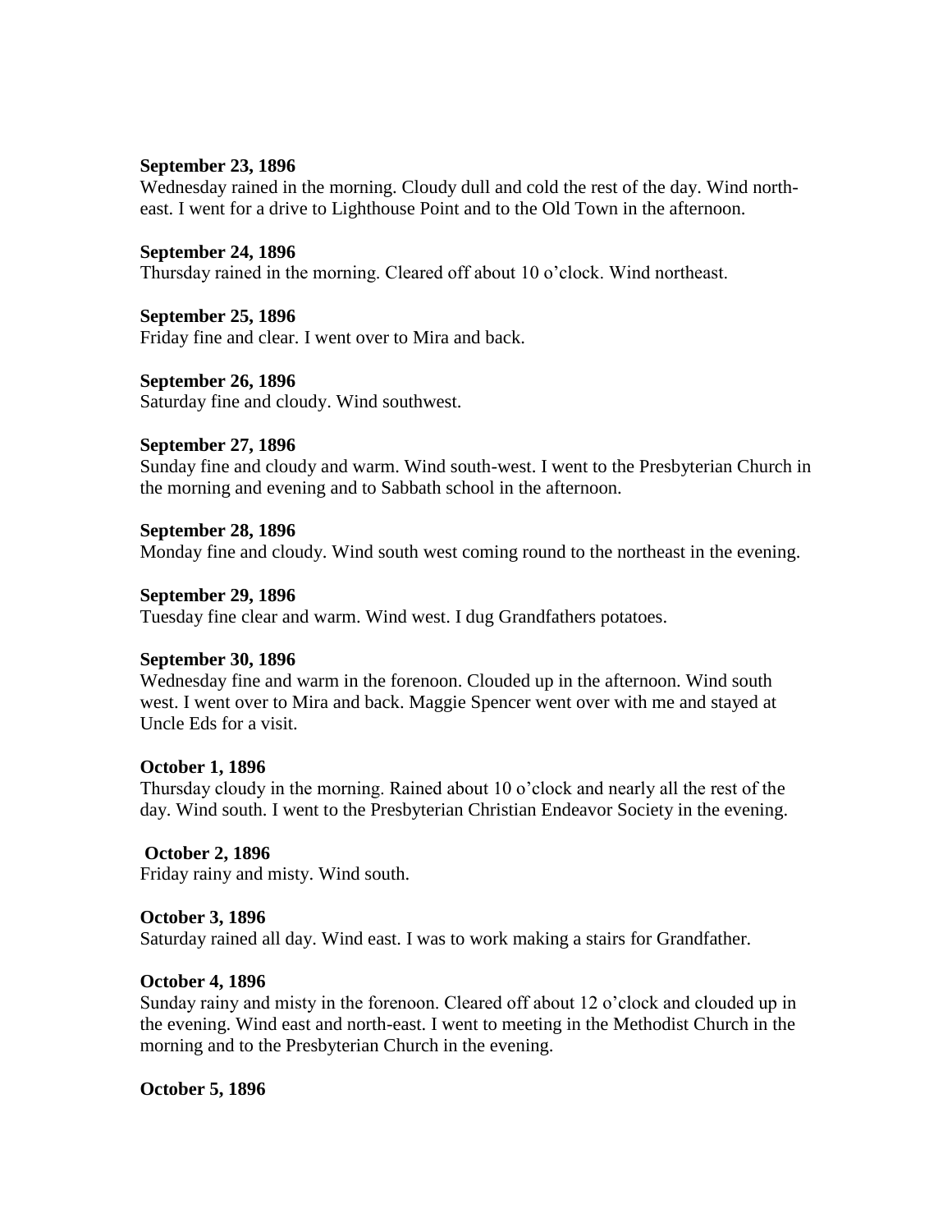**September 23, 1896**
Wednesday rained in the morning. Cloudy dull and cold the rest of the day. Wind north-east. I went for a drive to Lighthouse Point and to the Old Town in the afternoon.

**September 24, 1896**
Thursday rained in the morning. Cleared off about 10 o'clock. Wind northeast.

**September 25, 1896**
Friday fine and clear. I went over to Mira and back.

**September 26, 1896**
Saturday fine and cloudy. Wind southwest.

**September 27, 1896**
Sunday fine and cloudy and warm. Wind south-west. I went to the Presbyterian Church in the morning and evening and to Sabbath school in the afternoon.

**September 28, 1896**
Monday fine and cloudy. Wind south west coming round to the northeast in the evening.

**September 29, 1896**
Tuesday fine clear and warm. Wind west. I dug Grandfathers potatoes.

**September 30, 1896**
Wednesday fine and warm in the forenoon. Clouded up in the afternoon. Wind south west. I went over to Mira and back. Maggie Spencer went over with me and stayed at Uncle Eds for a visit.

**October 1, 1896**
Thursday cloudy in the morning. Rained about 10 o'clock and nearly all the rest of the day. Wind south. I went to the Presbyterian Christian Endeavor Society in the evening.

**October 2, 1896**
Friday rainy and misty. Wind south.

**October 3, 1896**
Saturday rained all day. Wind east. I was to work making a stairs for Grandfather.

**October 4, 1896**
Sunday rainy and misty in the forenoon. Cleared off about 12 o'clock and clouded up in the evening. Wind east and north-east. I went to meeting in the Methodist Church in the morning and to the Presbyterian Church in the evening.

**October 5, 1896**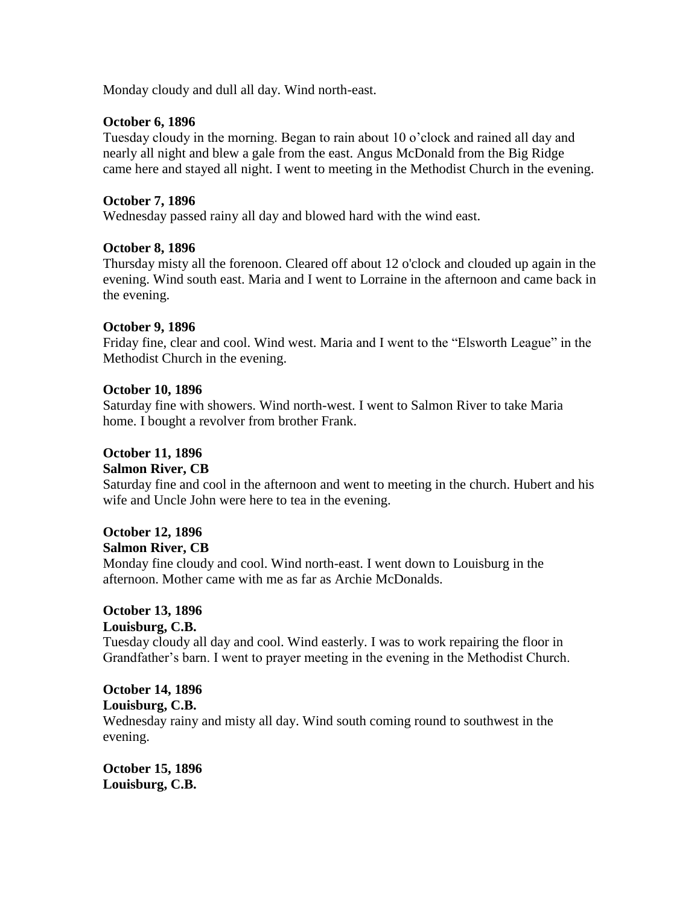Monday cloudy and dull all day. Wind north-east.

**October 6, 1896**
Tuesday cloudy in the morning. Began to rain about 10 o'clock and rained all day and nearly all night and blew a gale from the east. Angus McDonald from the Big Ridge came here and stayed all night. I went to meeting in the Methodist Church in the evening.

**October 7, 1896**
Wednesday passed rainy all day and blowed hard with the wind east.

**October 8, 1896**
Thursday misty all the forenoon. Cleared off about 12 o'clock and clouded up again in the evening. Wind south east. Maria and I went to Lorraine in the afternoon and came back in the evening.

**October 9, 1896**
Friday fine, clear and cool. Wind west. Maria and I went to the "Elsworth League" in the Methodist Church in the evening.

**October 10, 1896**
Saturday fine with showers. Wind north-west. I went to Salmon River to take Maria home. I bought a revolver from brother Frank.

**October 11, 1896**
**Salmon River, CB**
Saturday fine and cool in the afternoon and went to meeting in the church. Hubert and his wife and Uncle John were here to tea in the evening.

**October 12, 1896**
**Salmon River, CB**
Monday fine cloudy and cool. Wind north-east. I went down to Louisburg in the afternoon. Mother came with me as far as Archie McDonalds.

**October 13, 1896**
**Louisburg, C.B.**
Tuesday cloudy all day and cool. Wind easterly. I was to work repairing the floor in Grandfather's barn. I went to prayer meeting in the evening in the Methodist Church.

**October 14, 1896**
**Louisburg, C.B.**
Wednesday rainy and misty all day. Wind south coming round to southwest in the evening.

**October 15, 1896**
**Louisburg, C.B.**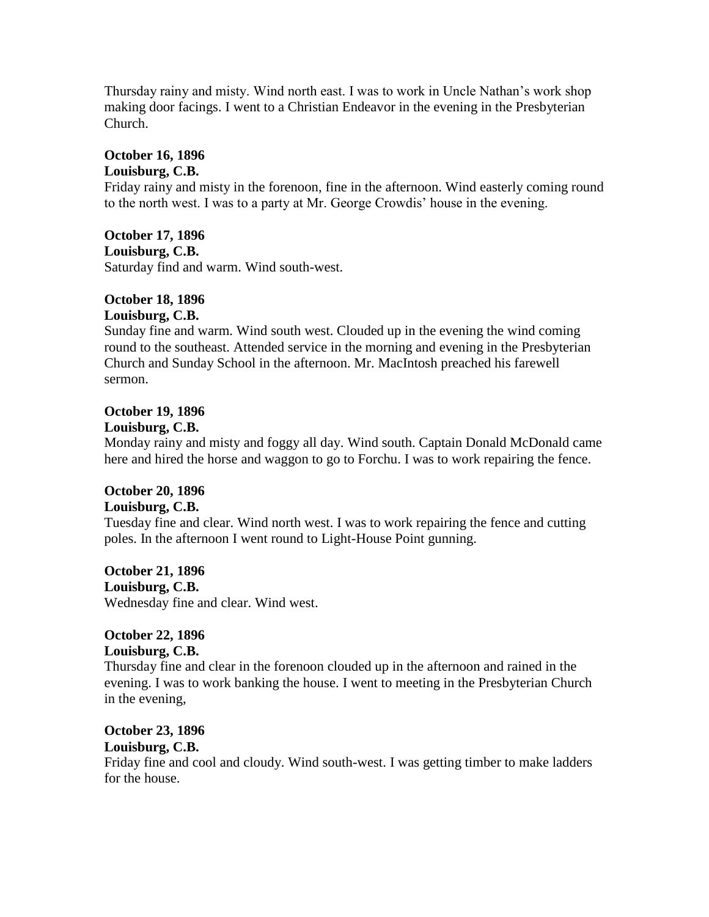Thursday rainy and misty. Wind north east. I was to work in Uncle Nathan's work shop making door facings. I went to a Christian Endeavor in the evening in the Presbyterian Church.

**October 16, 1896**
**Louisburg, C.B.**
Friday rainy and misty in the forenoon, fine in the afternoon. Wind easterly coming round to the north west. I was to a party at Mr. George Crowdis' house in the evening.

**October 17, 1896**
**Louisburg, C.B.**
Saturday find and warm. Wind south-west.

**October 18, 1896**
**Louisburg, C.B.**
Sunday fine and warm. Wind south west. Clouded up in the evening the wind coming round to the southeast. Attended service in the morning and evening in the Presbyterian Church and Sunday School in the afternoon. Mr. MacIntosh preached his farewell sermon.

**October 19, 1896**
**Louisburg, C.B.**
Monday rainy and misty and foggy all day. Wind south. Captain Donald McDonald came here and hired the horse and waggon to go to Forchu. I was to work repairing the fence.

**October 20, 1896**
**Louisburg, C.B.**
Tuesday fine and clear. Wind north west. I was to work repairing the fence and cutting poles. In the afternoon I went round to Light-House Point gunning.

**October 21, 1896**
**Louisburg, C.B.**
Wednesday fine and clear. Wind west.

**October 22, 1896**
**Louisburg, C.B.**
Thursday fine and clear in the forenoon clouded up in the afternoon and rained in the evening. I was to work banking the house. I went to meeting in the Presbyterian Church in the evening,

**October 23, 1896**
**Louisburg, C.B.**
Friday fine and cool and cloudy. Wind south-west. I was getting timber to make ladders for the house.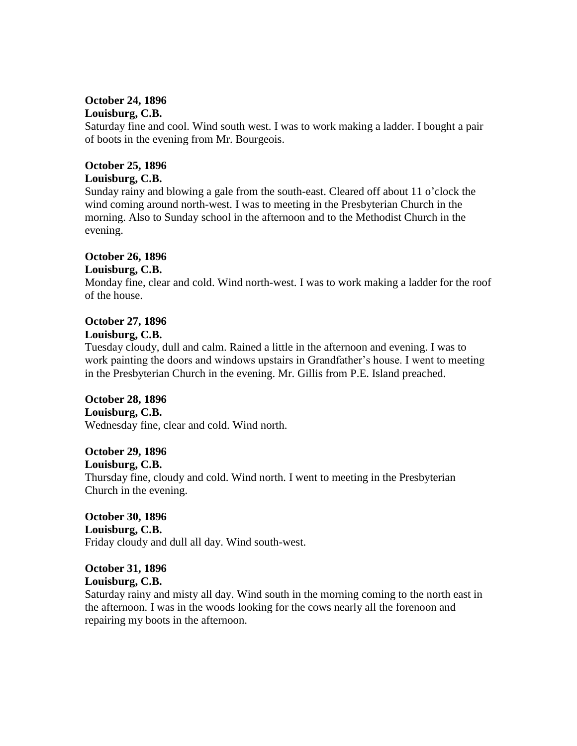**October 24, 1896**
**Louisburg, C.B.**
Saturday fine and cool. Wind south west. I was to work making a ladder. I bought a pair of boots in the evening from Mr. Bourgeois.

**October 25, 1896**
**Louisburg, C.B.**
Sunday rainy and blowing a gale from the south-east. Cleared off about 11 o'clock the wind coming around north-west. I was to meeting in the Presbyterian Church in the morning. Also to Sunday school in the afternoon and to the Methodist Church in the evening.

**October 26, 1896**
**Louisburg, C.B.**
Monday fine, clear and cold. Wind north-west. I was to work making a ladder for the roof of the house.

**October 27, 1896**
**Louisburg, C.B.**
Tuesday cloudy, dull and calm. Rained a little in the afternoon and evening. I was to work painting the doors and windows upstairs in Grandfather's house. I went to meeting in the Presbyterian Church in the evening. Mr. Gillis from P.E. Island preached.

**October 28, 1896**
**Louisburg, C.B.**
Wednesday fine, clear and cold. Wind north.

**October 29, 1896**
**Louisburg, C.B.**
Thursday fine, cloudy and cold. Wind north. I went to meeting in the Presbyterian Church in the evening.

**October 30, 1896**
**Louisburg, C.B.**
Friday cloudy and dull all day. Wind south-west.

**October 31, 1896**
**Louisburg, C.B.**
Saturday rainy and misty all day. Wind south in the morning coming to the north east in the afternoon. I was in the woods looking for the cows nearly all the forenoon and repairing my boots in the afternoon.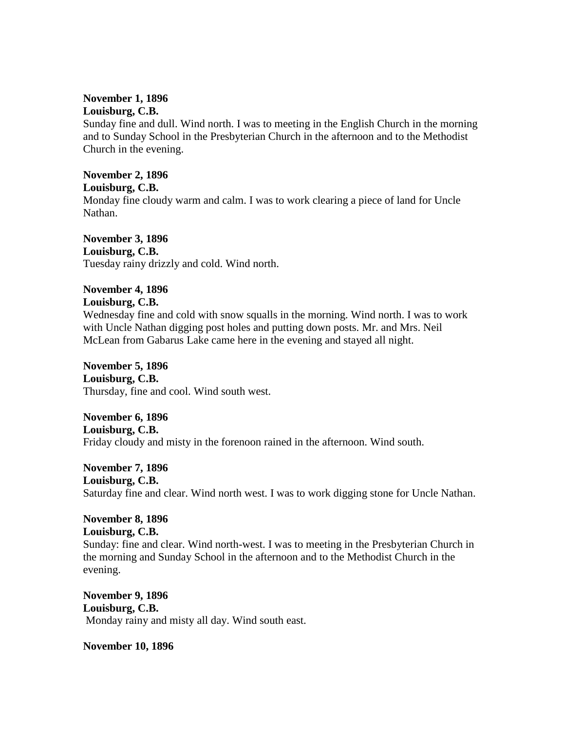**November 1, 1896**
**Louisburg, C.B.**
Sunday fine and dull. Wind north. I was to meeting in the English Church in the morning and to Sunday School in the Presbyterian Church in the afternoon and to the Methodist Church in the evening.

**November 2, 1896**
**Louisburg, C.B.**
Monday fine cloudy warm and calm. I was to work clearing a piece of land for Uncle Nathan.

**November 3, 1896**
**Louisburg, C.B.**
Tuesday rainy drizzly and cold. Wind north.

**November 4, 1896**
**Louisburg, C.B.**
Wednesday fine and cold with snow squalls in the morning. Wind north. I was to work with Uncle Nathan digging post holes and putting down posts. Mr. and Mrs. Neil McLean from Gabarus Lake came here in the evening and stayed all night.

**November 5, 1896**
**Louisburg, C.B.**
Thursday, fine and cool. Wind south west.

**November 6, 1896**
**Louisburg, C.B.**
Friday cloudy and misty in the forenoon rained in the afternoon. Wind south.

**November 7, 1896**
**Louisburg, C.B.**
Saturday fine and clear. Wind north west. I was to work digging stone for Uncle Nathan.

**November 8, 1896**
**Louisburg, C.B.**
Sunday: fine and clear. Wind north-west. I was to meeting in the Presbyterian Church in the morning and Sunday School in the afternoon and to the Methodist Church in the evening.

**November 9, 1896**
**Louisburg, C.B.**
Monday rainy and misty all day. Wind south east.

**November 10, 1896**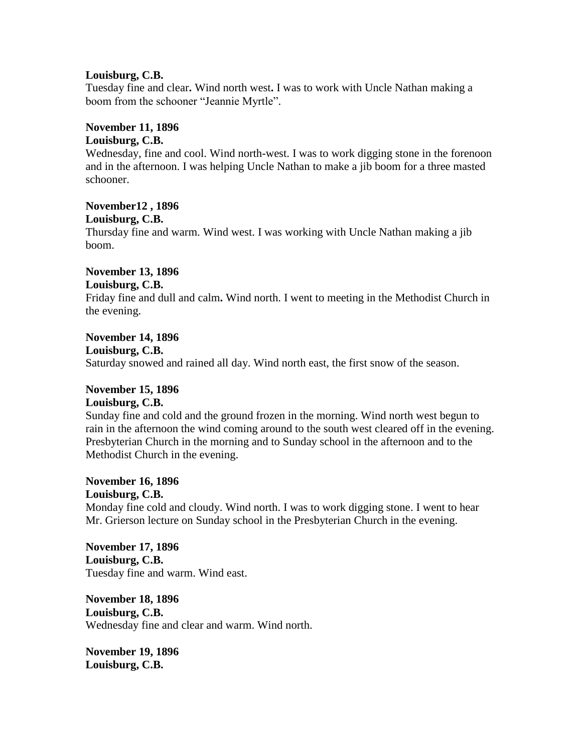**Louisburg, C.B.**
Tuesday fine and clear**.** Wind north west**.** I was to work with Uncle Nathan making a boom from the schooner "Jeannie Myrtle".

**November 11, 1896**
**Louisburg, C.B.**
Wednesday, fine and cool. Wind north-west. I was to work digging stone in the forenoon and in the afternoon. I was helping Uncle Nathan to make a jib boom for a three masted schooner.

**November12 , 1896**
**Louisburg, C.B.**
Thursday fine and warm. Wind west. I was working with Uncle Nathan making a jib boom.

**November 13, 1896**
**Louisburg, C.B.**
Friday fine and dull and calm**.** Wind north. I went to meeting in the Methodist Church in the evening.

**November 14, 1896**
**Louisburg, C.B.**
Saturday snowed and rained all day. Wind north east, the first snow of the season.

**November 15, 1896**
**Louisburg, C.B.**
Sunday fine and cold and the ground frozen in the morning. Wind north west begun to rain in the afternoon the wind coming around to the south west cleared off in the evening. Presbyterian Church in the morning and to Sunday school in the afternoon and to the Methodist Church in the evening.

**November 16, 1896**
**Louisburg, C.B.**
Monday fine cold and cloudy. Wind north. I was to work digging stone. I went to hear Mr. Grierson lecture on Sunday school in the Presbyterian Church in the evening.

**November 17, 1896**
**Louisburg, C.B.**
Tuesday fine and warm. Wind east.

**November 18, 1896**
**Louisburg, C.B.**
Wednesday fine and clear and warm. Wind north.

**November 19, 1896**
**Louisburg, C.B.**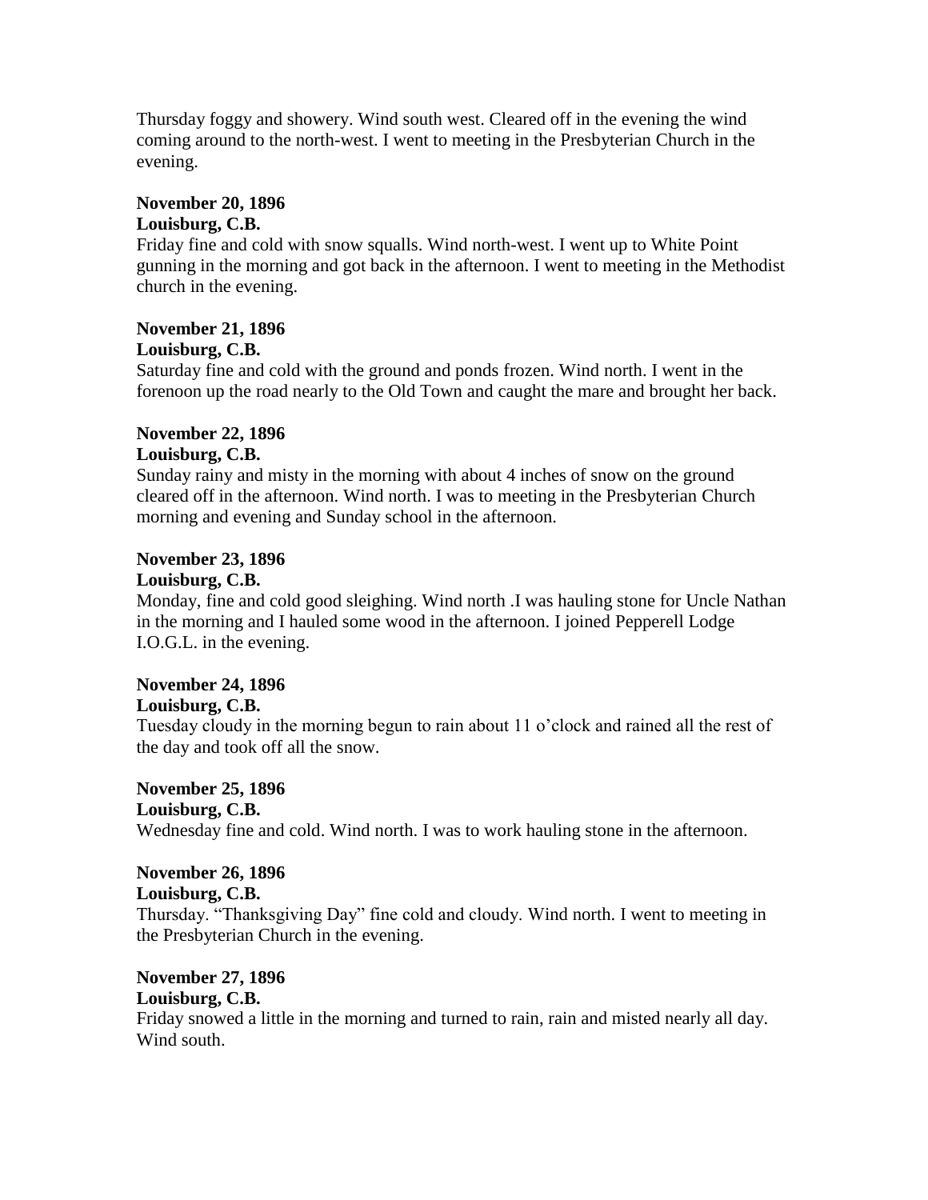Thursday foggy and showery. Wind south west. Cleared off in the evening the wind coming around to the north-west. I went to meeting in the Presbyterian Church in the evening.

**November 20, 1896**
**Louisburg, C.B.**
Friday fine and cold with snow squalls. Wind north-west. I went up to White Point gunning in the morning and got back in the afternoon. I went to meeting in the Methodist church in the evening.

**November 21, 1896**
**Louisburg, C.B.**
Saturday fine and cold with the ground and ponds frozen. Wind north. I went in the forenoon up the road nearly to the Old Town and caught the mare and brought her back.

**November 22, 1896**
**Louisburg, C.B.**
Sunday rainy and misty in the morning with about 4 inches of snow on the ground cleared off in the afternoon. Wind north. I was to meeting in the Presbyterian Church morning and evening and Sunday school in the afternoon.

**November 23, 1896**
**Louisburg, C.B.**
Monday, fine and cold good sleighing. Wind north .I was hauling stone for Uncle Nathan in the morning and I hauled some wood in the afternoon. I joined Pepperell Lodge I.O.G.L. in the evening.

**November 24, 1896**
**Louisburg, C.B.**
Tuesday cloudy in the morning begun to rain about 11 o'clock and rained all the rest of the day and took off all the snow.

**November 25, 1896**
**Louisburg, C.B.**
Wednesday fine and cold. Wind north. I was to work hauling stone in the afternoon.

**November 26, 1896**
**Louisburg, C.B.**
Thursday. "Thanksgiving Day" fine cold and cloudy. Wind north. I went to meeting in the Presbyterian Church in the evening.

**November 27, 1896**
**Louisburg, C.B.**
Friday snowed a little in the morning and turned to rain, rain and misted nearly all day. Wind south.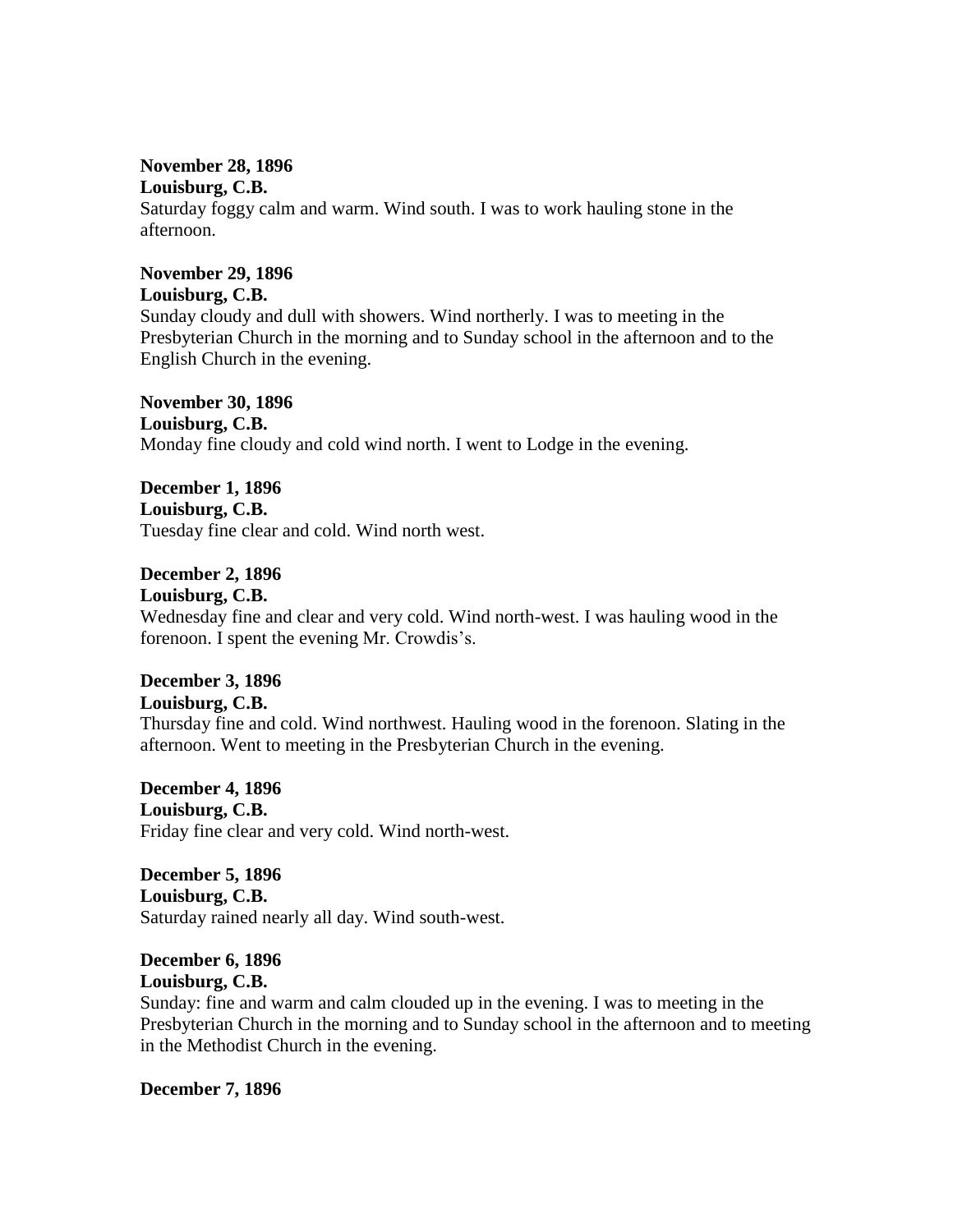**November 28, 1896**
**Louisburg, C.B.**
Saturday foggy calm and warm. Wind south. I was to work hauling stone in the afternoon.

**November 29, 1896**
**Louisburg, C.B.**
Sunday cloudy and dull with showers. Wind northerly. I was to meeting in the Presbyterian Church in the morning and to Sunday school in the afternoon and to the English Church in the evening.

**November 30, 1896**
**Louisburg, C.B.**
Monday fine cloudy and cold wind north. I went to Lodge in the evening.

**December 1, 1896**
**Louisburg, C.B.**
Tuesday fine clear and cold. Wind north west.

**December 2, 1896**
**Louisburg, C.B.**
Wednesday fine and clear and very cold. Wind north-west. I was hauling wood in the forenoon. I spent the evening Mr. Crowdis's.

**December 3, 1896**
**Louisburg, C.B.**
Thursday fine and cold. Wind northwest. Hauling wood in the forenoon. Slating in the afternoon. Went to meeting in the Presbyterian Church in the evening.

**December 4, 1896**
**Louisburg, C.B.**
Friday fine clear and very cold. Wind north-west.

**December 5, 1896**
**Louisburg, C.B.**
Saturday rained nearly all day. Wind south-west.

**December 6, 1896**
**Louisburg, C.B.**
Sunday: fine and warm and calm clouded up in the evening. I was to meeting in the Presbyterian Church in the morning and to Sunday school in the afternoon and to meeting in the Methodist Church in the evening.

**December 7, 1896**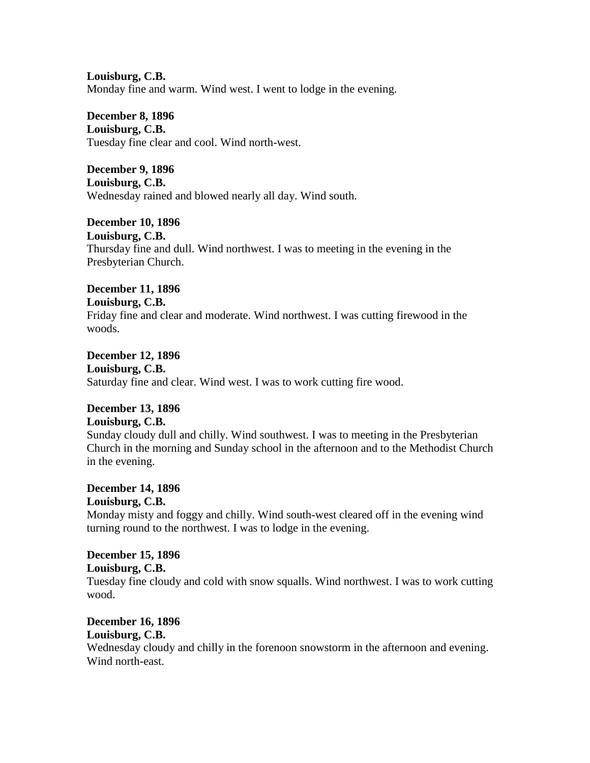**Louisburg, C.B.**
Monday fine and warm. Wind west. I went to lodge in the evening.

**December 8, 1896**
**Louisburg, C.B.**
Tuesday fine clear and cool. Wind north-west.

**December 9, 1896**
**Louisburg, C.B.**
Wednesday rained and blowed nearly all day. Wind south.

**December 10, 1896**
**Louisburg, C.B.**
Thursday fine and dull. Wind northwest. I was to meeting in the evening in the Presbyterian Church.

**December 11, 1896**
**Louisburg, C.B.**
Friday fine and clear and moderate. Wind northwest. I was cutting firewood in the woods.

**December 12, 1896**
**Louisburg, C.B.**
Saturday fine and clear. Wind west. I was to work cutting fire wood.

**December 13, 1896**
**Louisburg, C.B.**
Sunday cloudy dull and chilly. Wind southwest. I was to meeting in the Presbyterian Church in the morning and Sunday school in the afternoon and to the Methodist Church in the evening.

**December 14, 1896**
**Louisburg, C.B.**
Monday misty and foggy and chilly. Wind south-west cleared off in the evening wind turning round to the northwest. I was to lodge in the evening.

**December 15, 1896**
**Louisburg, C.B.**
Tuesday fine cloudy and cold with snow squalls. Wind northwest. I was to work cutting wood.

**December 16, 1896**
**Louisburg, C.B.**
Wednesday cloudy and chilly in the forenoon snowstorm in the afternoon and evening. Wind north-east.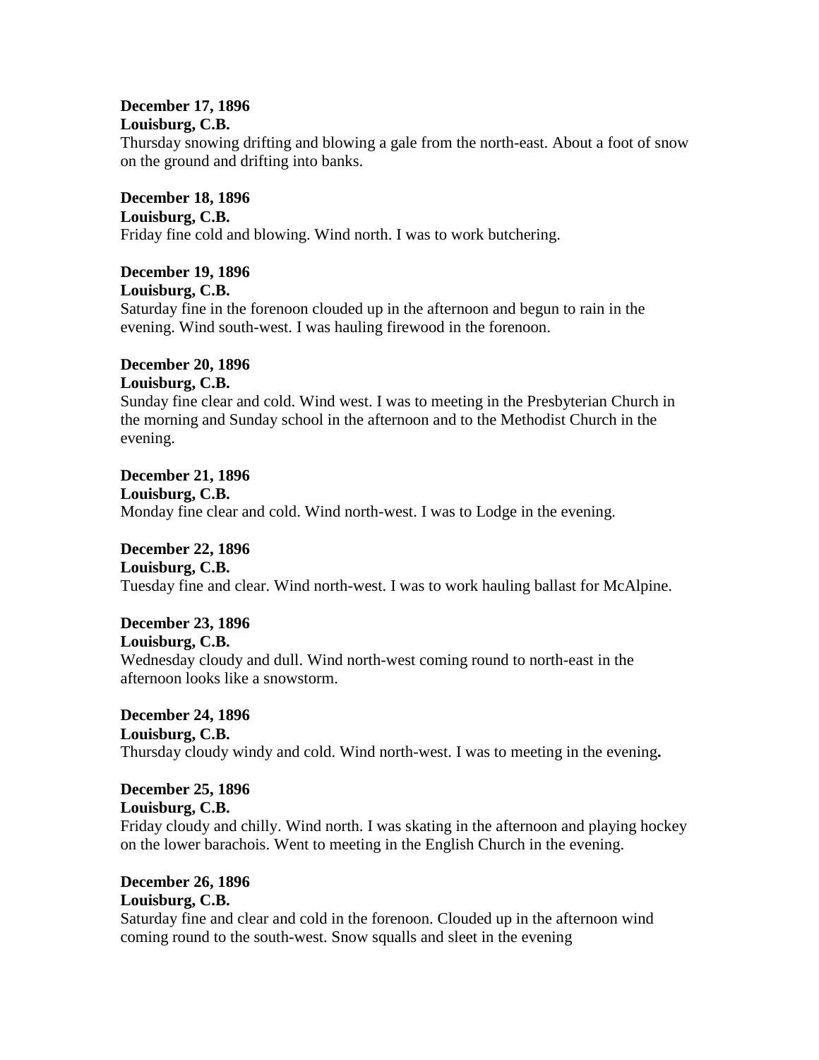**December 17, 1896**
**Louisburg, C.B.**
Thursday snowing drifting and blowing a gale from the north-east. About a foot of snow on the ground and drifting into banks.

**December 18, 1896**
**Louisburg, C.B.**
Friday fine cold and blowing. Wind north. I was to work butchering.

**December 19, 1896**
**Louisburg, C.B.**
Saturday fine in the forenoon clouded up in the afternoon and begun to rain in the evening. Wind south-west. I was hauling firewood in the forenoon.

**December 20, 1896**
**Louisburg, C.B.**
Sunday fine clear and cold. Wind west. I was to meeting in the Presbyterian Church in the morning and Sunday school in the afternoon and to the Methodist Church in the evening.

**December 21, 1896**
**Louisburg, C.B.**
Monday fine clear and cold. Wind north-west. I was to Lodge in the evening.

**December 22, 1896**
**Louisburg, C.B.**
Tuesday fine and clear. Wind north-west. I was to work hauling ballast for McAlpine.

**December 23, 1896**
**Louisburg, C.B.**
Wednesday cloudy and dull. Wind north-west coming round to north-east in the afternoon looks like a snowstorm.

**December 24, 1896**
**Louisburg, C.B.**
Thursday cloudy windy and cold. Wind north-west. I was to meeting in the evening**.**

**December 25, 1896**
**Louisburg, C.B.**
Friday cloudy and chilly. Wind north. I was skating in the afternoon and playing hockey on the lower barachois. Went to meeting in the English Church in the evening.

**December 26, 1896**
**Louisburg, C.B.**
Saturday fine and clear and cold in the forenoon. Clouded up in the afternoon wind coming round to the south-west. Snow squalls and sleet in the evening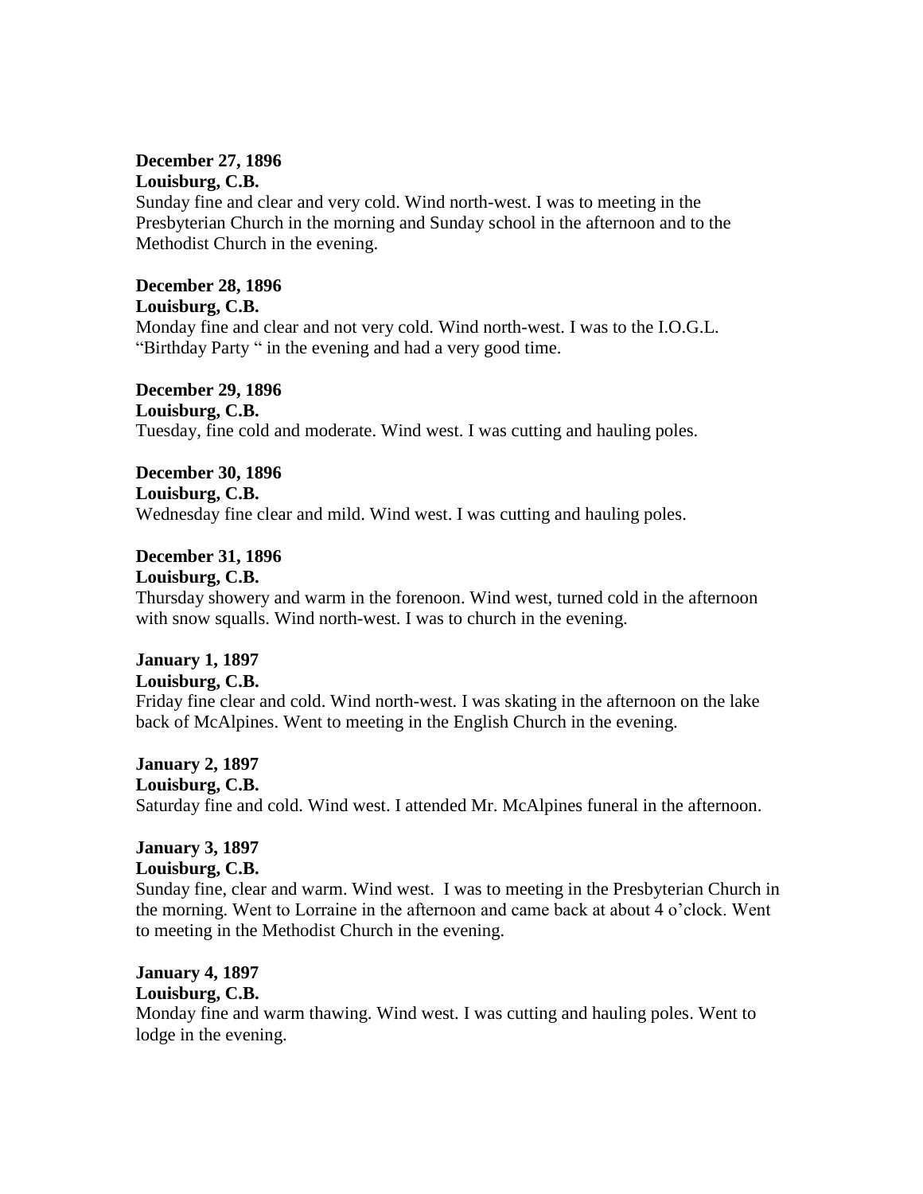**December 27, 1896**
**Louisburg, C.B.**
Sunday fine and clear and very cold. Wind north-west. I was to meeting in the Presbyterian Church in the morning and Sunday school in the afternoon and to the Methodist Church in the evening.

**December 28, 1896**
**Louisburg, C.B.**
Monday fine and clear and not very cold. Wind north-west. I was to the I.O.G.L. "Birthday Party " in the evening and had a very good time.

**December 29, 1896**
**Louisburg, C.B.**
Tuesday, fine cold and moderate. Wind west. I was cutting and hauling poles.

**December 30, 1896**
**Louisburg, C.B.**
Wednesday fine clear and mild. Wind west. I was cutting and hauling poles.

**December 31, 1896**
**Louisburg, C.B.**
Thursday showery and warm in the forenoon. Wind west, turned cold in the afternoon with snow squalls. Wind north-west. I was to church in the evening.

**January 1, 1897**
**Louisburg, C.B.**
Friday fine clear and cold. Wind north-west. I was skating in the afternoon on the lake back of McAlpines. Went to meeting in the English Church in the evening.

**January 2, 1897**
**Louisburg, C.B.**
Saturday fine and cold. Wind west. I attended Mr. McAlpines funeral in the afternoon.

**January 3, 1897**
**Louisburg, C.B.**
Sunday fine, clear and warm. Wind west. I was to meeting in the Presbyterian Church in the morning. Went to Lorraine in the afternoon and came back at about 4 o'clock. Went to meeting in the Methodist Church in the evening.

**January 4, 1897**
**Louisburg, C.B.**
Monday fine and warm thawing. Wind west. I was cutting and hauling poles. Went to lodge in the evening.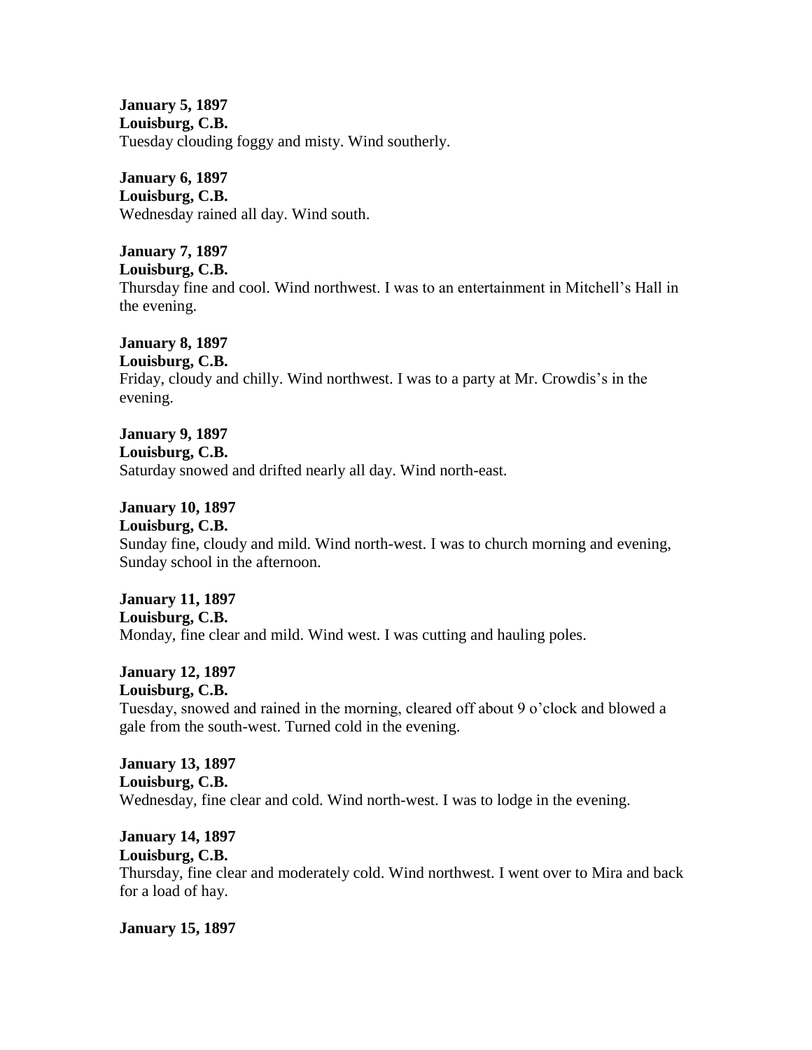**January 5, 1897**
**Louisburg, C.B.**
Tuesday clouding foggy and misty. Wind southerly.

**January 6, 1897**
**Louisburg, C.B.**
Wednesday rained all day. Wind south.

**January 7, 1897**
**Louisburg, C.B.**
Thursday fine and cool. Wind northwest. I was to an entertainment in Mitchell's Hall in the evening.

**January 8, 1897**
**Louisburg, C.B.**
Friday, cloudy and chilly. Wind northwest. I was to a party at Mr. Crowdis's in the evening.

**January 9, 1897**
**Louisburg, C.B.**
Saturday snowed and drifted nearly all day. Wind north-east.

**January 10, 1897**
**Louisburg, C.B.**
Sunday fine, cloudy and mild. Wind north-west. I was to church morning and evening, Sunday school in the afternoon.

**January 11, 1897**
**Louisburg, C.B.**
Monday, fine clear and mild. Wind west. I was cutting and hauling poles.

**January 12, 1897**
**Louisburg, C.B.**
Tuesday, snowed and rained in the morning, cleared off about 9 o'clock and blowed a gale from the south-west. Turned cold in the evening.

**January 13, 1897**
**Louisburg, C.B.**
Wednesday, fine clear and cold. Wind north-west. I was to lodge in the evening.

**January 14, 1897**
**Louisburg, C.B.**
Thursday, fine clear and moderately cold. Wind northwest. I went over to Mira and back for a load of hay.

**January 15, 1897**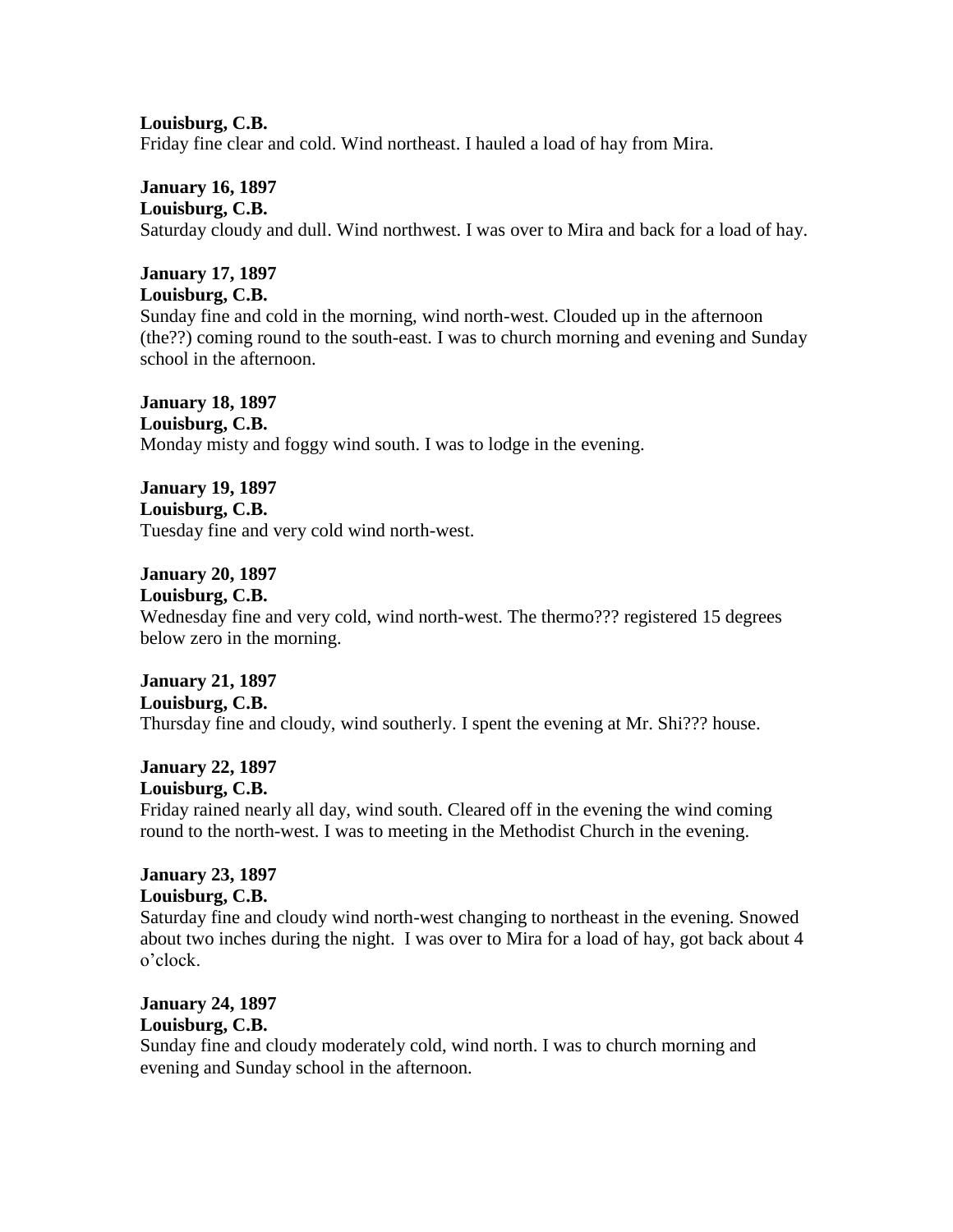**Louisburg, C.B.**
Friday fine clear and cold. Wind northeast. I hauled a load of hay from Mira.

**January 16, 1897**
**Louisburg, C.B.**
Saturday cloudy and dull. Wind northwest. I was over to Mira and back for a load of hay.

**January 17, 1897**
**Louisburg, C.B.**
Sunday fine and cold in the morning, wind north-west. Clouded up in the afternoon (the??) coming round to the south-east. I was to church morning and evening and Sunday school in the afternoon.

**January 18, 1897**
**Louisburg, C.B.**
Monday misty and foggy wind south. I was to lodge in the evening.

**January 19, 1897**
**Louisburg, C.B.**
Tuesday fine and very cold wind north-west.

**January 20, 1897**
**Louisburg, C.B.**
Wednesday fine and very cold, wind north-west. The thermo??? registered 15 degrees below zero in the morning.

**January 21, 1897**
**Louisburg, C.B.**
Thursday fine and cloudy, wind southerly. I spent the evening at Mr. Shi??? house.

**January 22, 1897**
**Louisburg, C.B.**
Friday rained nearly all day, wind south. Cleared off in the evening the wind coming round to the north-west. I was to meeting in the Methodist Church in the evening.

**January 23, 1897**
**Louisburg, C.B.**
Saturday fine and cloudy wind north-west changing to northeast in the evening. Snowed about two inches during the night. I was over to Mira for a load of hay, got back about 4 o'clock.

**January 24, 1897**
**Louisburg, C.B.**
Sunday fine and cloudy moderately cold, wind north. I was to church morning and evening and Sunday school in the afternoon.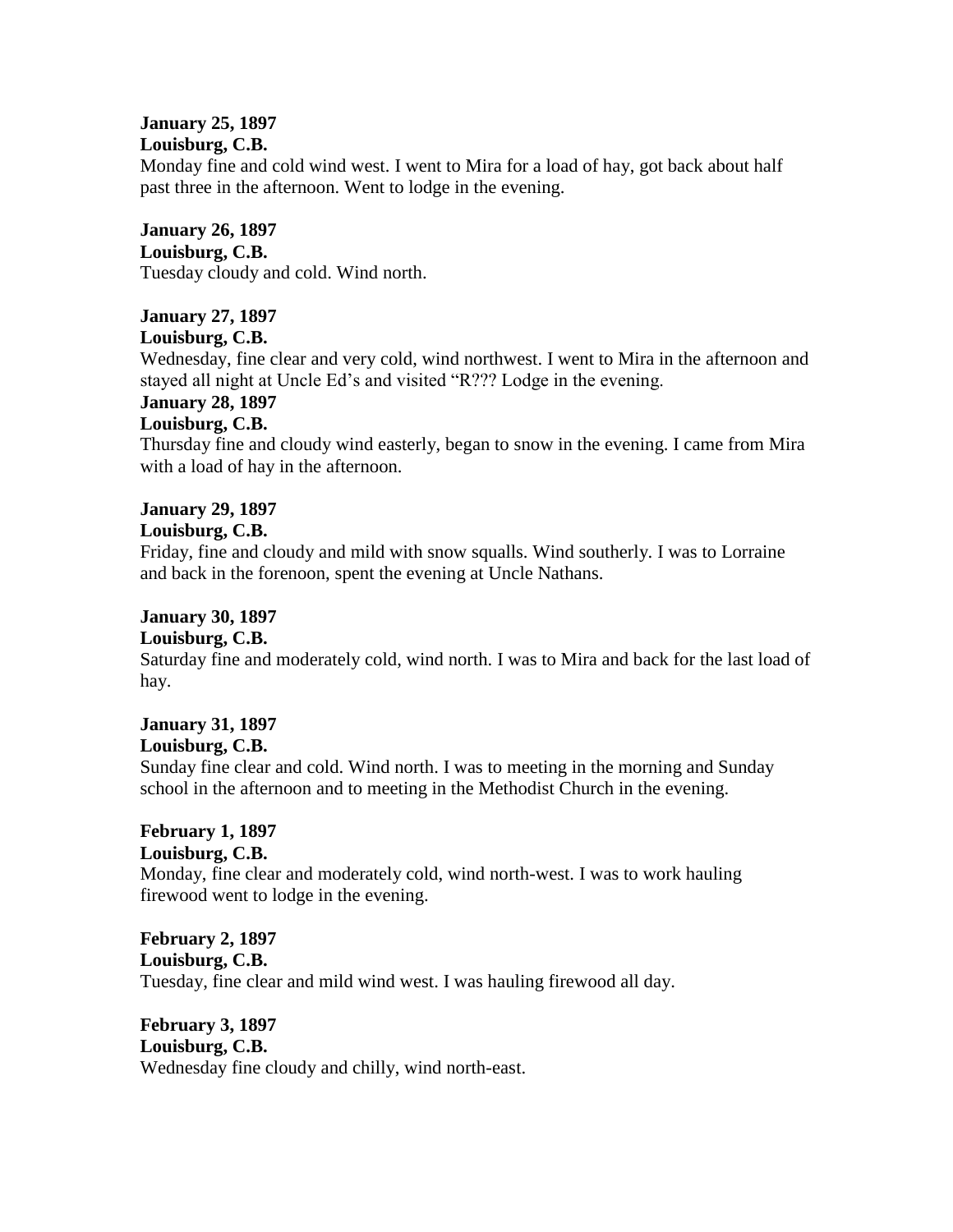**January 25, 1897**
**Louisburg, C.B.**
Monday fine and cold wind west. I went to Mira for a load of hay, got back about half past three in the afternoon. Went to lodge in the evening.

**January 26, 1897**
**Louisburg, C.B.**
Tuesday cloudy and cold. Wind north.

**January 27, 1897**
**Louisburg, C.B.**
Wednesday, fine clear and very cold, wind northwest. I went to Mira in the afternoon and stayed all night at Uncle Ed's and visited "R??? Lodge in the evening.

**January 28, 1897**
**Louisburg, C.B.**
Thursday fine and cloudy wind easterly, began to snow in the evening. I came from Mira with a load of hay in the afternoon.

**January 29, 1897**
**Louisburg, C.B.**
Friday, fine and cloudy and mild with snow squalls. Wind southerly. I was to Lorraine and back in the forenoon, spent the evening at Uncle Nathans.

**January 30, 1897**
**Louisburg, C.B.**
Saturday fine and moderately cold, wind north. I was to Mira and back for the last load of hay.

**January 31, 1897**
**Louisburg, C.B.**
Sunday fine clear and cold. Wind north. I was to meeting in the morning and Sunday school in the afternoon and to meeting in the Methodist Church in the evening.

**February 1, 1897**
**Louisburg, C.B.**
Monday, fine clear and moderately cold, wind north-west. I was to work hauling firewood went to lodge in the evening.

**February 2, 1897**
**Louisburg, C.B.**
Tuesday, fine clear and mild wind west. I was hauling firewood all day.

**February 3, 1897**
**Louisburg, C.B.**
Wednesday fine cloudy and chilly, wind north-east.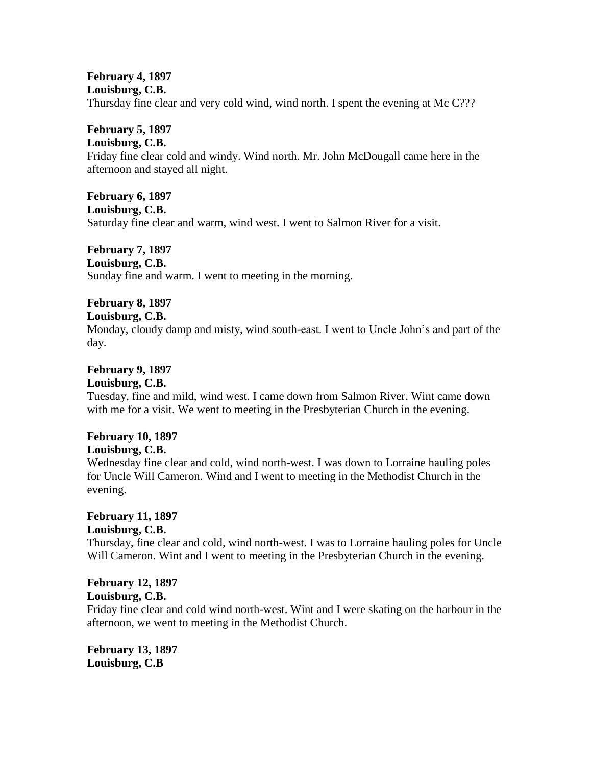**February 4, 1897**
**Louisburg, C.B.**
Thursday fine clear and very cold wind, wind north. I spent the evening at Mc C???

**February 5, 1897**
**Louisburg, C.B.**
Friday fine clear cold and windy. Wind north. Mr. John McDougall came here in the afternoon and stayed all night.

**February 6, 1897**
**Louisburg, C.B.**
Saturday fine clear and warm, wind west. I went to Salmon River for a visit.

**February 7, 1897**
**Louisburg, C.B.**
Sunday fine and warm. I went to meeting in the morning.

**February 8, 1897**
**Louisburg, C.B.**
Monday, cloudy damp and misty, wind south-east. I went to Uncle John's and part of the day.

**February 9, 1897**
**Louisburg, C.B.**
Tuesday, fine and mild, wind west. I came down from Salmon River. Wint came down with me for a visit. We went to meeting in the Presbyterian Church in the evening.

**February 10, 1897**
**Louisburg, C.B.**
Wednesday fine clear and cold, wind north-west. I was down to Lorraine hauling poles for Uncle Will Cameron. Wind and I went to meeting in the Methodist Church in the evening.

**February 11, 1897**
**Louisburg, C.B.**
Thursday, fine clear and cold, wind north-west. I was to Lorraine hauling poles for Uncle Will Cameron. Wint and I went to meeting in the Presbyterian Church in the evening.

**February 12, 1897**
**Louisburg, C.B.**
Friday fine clear and cold wind north-west. Wint and I were skating on the harbour in the afternoon, we went to meeting in the Methodist Church.

**February 13, 1897**
**Louisburg, C.B**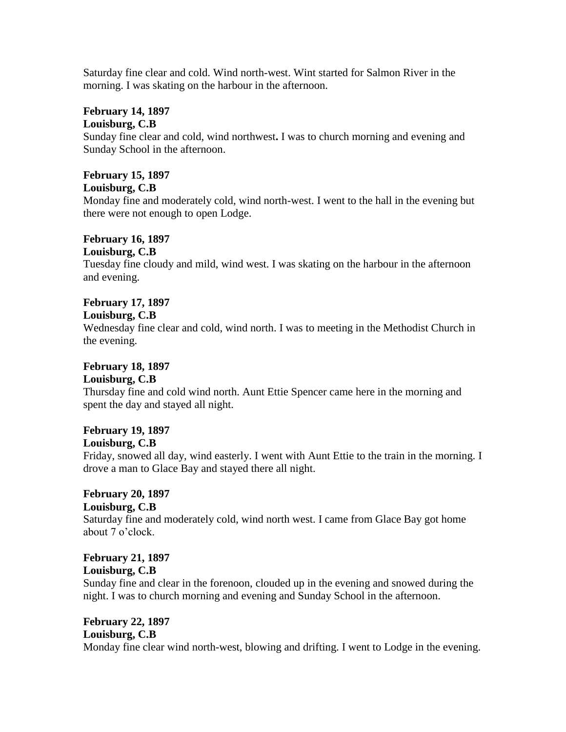Saturday fine clear and cold. Wind north-west. Wint started for Salmon River in the morning. I was skating on the harbour in the afternoon.

**February 14, 1897**
**Louisburg, C.B**
Sunday fine clear and cold, wind northwest**.** I was to church morning and evening and Sunday School in the afternoon.

**February 15, 1897**
**Louisburg, C.B**
Monday fine and moderately cold, wind north-west. I went to the hall in the evening but there were not enough to open Lodge.

**February 16, 1897**
**Louisburg, C.B**
Tuesday fine cloudy and mild, wind west. I was skating on the harbour in the afternoon and evening.

**February 17, 1897**
**Louisburg, C.B**
Wednesday fine clear and cold, wind north. I was to meeting in the Methodist Church in the evening.

**February 18, 1897**
**Louisburg, C.B**
Thursday fine and cold wind north. Aunt Ettie Spencer came here in the morning and spent the day and stayed all night.

**February 19, 1897**
**Louisburg, C.B**
Friday, snowed all day, wind easterly. I went with Aunt Ettie to the train in the morning. I drove a man to Glace Bay and stayed there all night.

**February 20, 1897**
**Louisburg, C.B**
Saturday fine and moderately cold, wind north west. I came from Glace Bay got home about 7 o'clock.

**February 21, 1897**
**Louisburg, C.B**
Sunday fine and clear in the forenoon, clouded up in the evening and snowed during the night. I was to church morning and evening and Sunday School in the afternoon.

**February 22, 1897**
**Louisburg, C.B**
Monday fine clear wind north-west, blowing and drifting. I went to Lodge in the evening.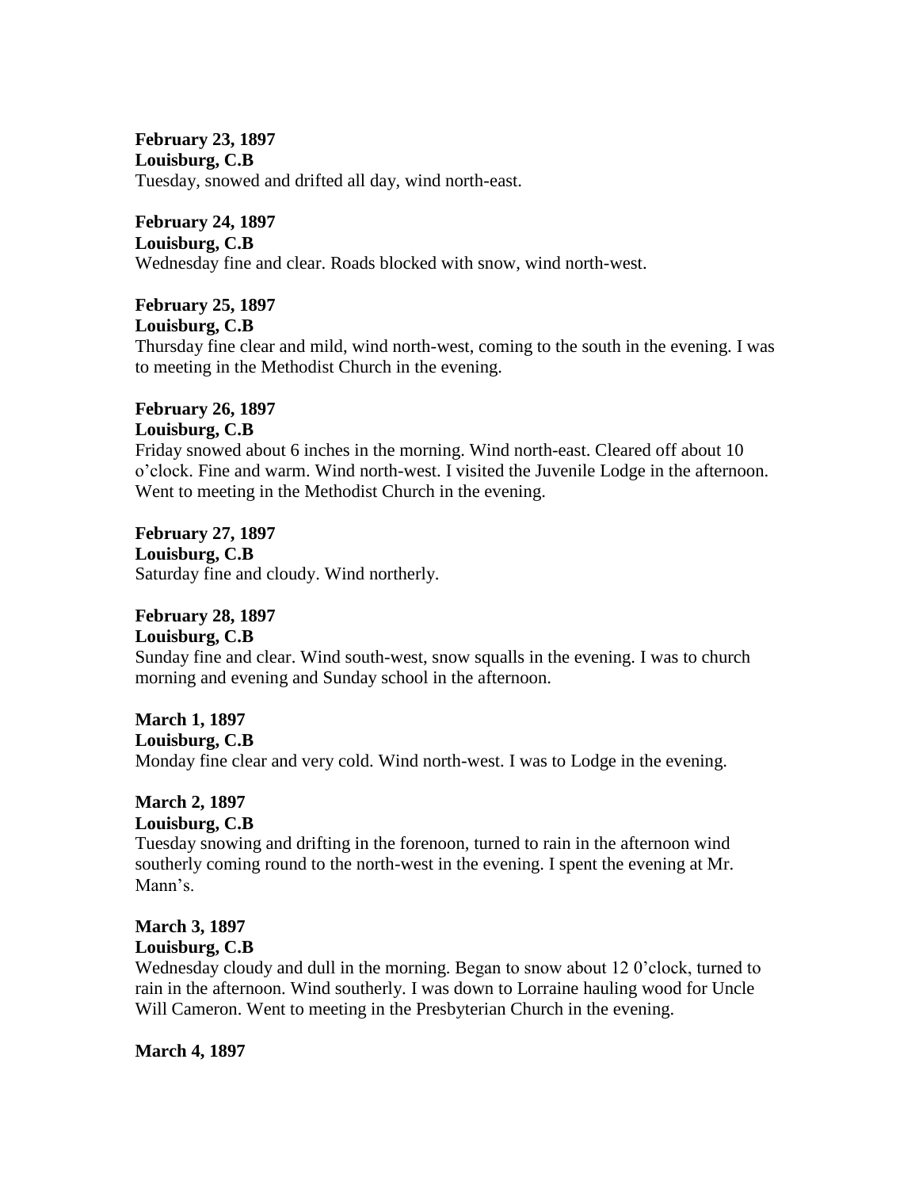**February 23, 1897**
**Louisburg, C.B**
Tuesday, snowed and drifted all day, wind north-east.

**February 24, 1897**
**Louisburg, C.B**
Wednesday fine and clear. Roads blocked with snow, wind north-west.

**February 25, 1897**
**Louisburg, C.B**
Thursday fine clear and mild, wind north-west, coming to the south in the evening. I was to meeting in the Methodist Church in the evening.

**February 26, 1897**
**Louisburg, C.B**
Friday snowed about 6 inches in the morning. Wind north-east. Cleared off about 10 o'clock. Fine and warm. Wind north-west. I visited the Juvenile Lodge in the afternoon. Went to meeting in the Methodist Church in the evening.

**February 27, 1897**
**Louisburg, C.B**
Saturday fine and cloudy. Wind northerly.

**February 28, 1897**
**Louisburg, C.B**
Sunday fine and clear. Wind south-west, snow squalls in the evening. I was to church morning and evening and Sunday school in the afternoon.

**March 1, 1897**
**Louisburg, C.B**
Monday fine clear and very cold. Wind north-west. I was to Lodge in the evening.

**March 2, 1897**
**Louisburg, C.B**
Tuesday snowing and drifting in the forenoon, turned to rain in the afternoon wind southerly coming round to the north-west in the evening. I spent the evening at Mr. Mann's.

**March 3, 1897**
**Louisburg, C.B**
Wednesday cloudy and dull in the morning. Began to snow about 12 0'clock, turned to rain in the afternoon. Wind southerly. I was down to Lorraine hauling wood for Uncle Will Cameron. Went to meeting in the Presbyterian Church in the evening.

**March 4, 1897**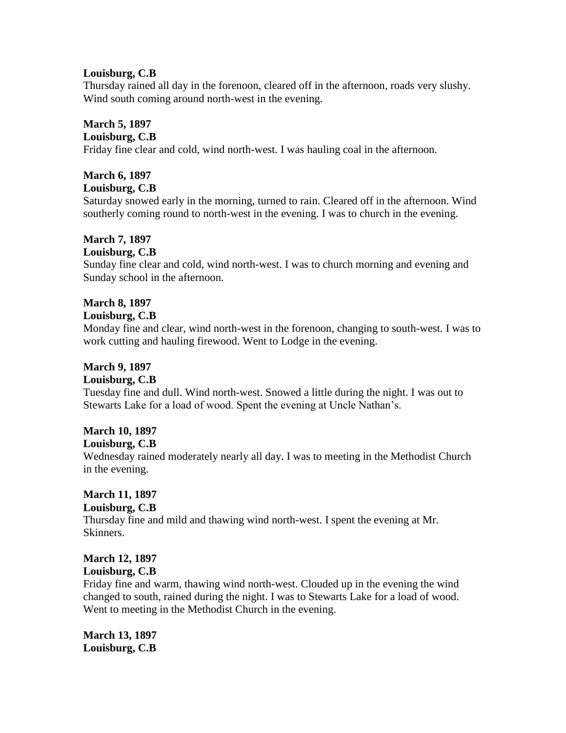**Louisburg, C.B**
Thursday rained all day in the forenoon, cleared off in the afternoon, roads very slushy. Wind south coming around north-west in the evening.

**March 5, 1897**
**Louisburg, C.B**
Friday fine clear and cold, wind north-west. I was hauling coal in the afternoon.

**March 6, 1897**
**Louisburg, C.B**
Saturday snowed early in the morning, turned to rain. Cleared off in the afternoon. Wind southerly coming round to north-west in the evening. I was to church in the evening.

**March 7, 1897**
**Louisburg, C.B**
Sunday fine clear and cold, wind north-west. I was to church morning and evening and Sunday school in the afternoon.

**March 8, 1897**
**Louisburg, C.B**
Monday fine and clear, wind north-west in the forenoon, changing to south-west. I was to work cutting and hauling firewood. Went to Lodge in the evening.

**March 9, 1897**
**Louisburg, C.B**
Tuesday fine and dull. Wind north-west. Snowed a little during the night. I was out to Stewarts Lake for a load of wood. Spent the evening at Uncle Nathan's.

**March 10, 1897**
**Louisburg, C.B**
Wednesday rained moderately nearly all day. I was to meeting in the Methodist Church in the evening.

**March 11, 1897**
**Louisburg, C.B**
Thursday fine and mild and thawing wind north-west. I spent the evening at Mr. Skinners.

**March 12, 1897**
**Louisburg, C.B**
Friday fine and warm, thawing wind north-west. Clouded up in the evening the wind changed to south, rained during the night. I was to Stewarts Lake for a load of wood. Went to meeting in the Methodist Church in the evening.

**March 13, 1897**
**Louisburg, C.B**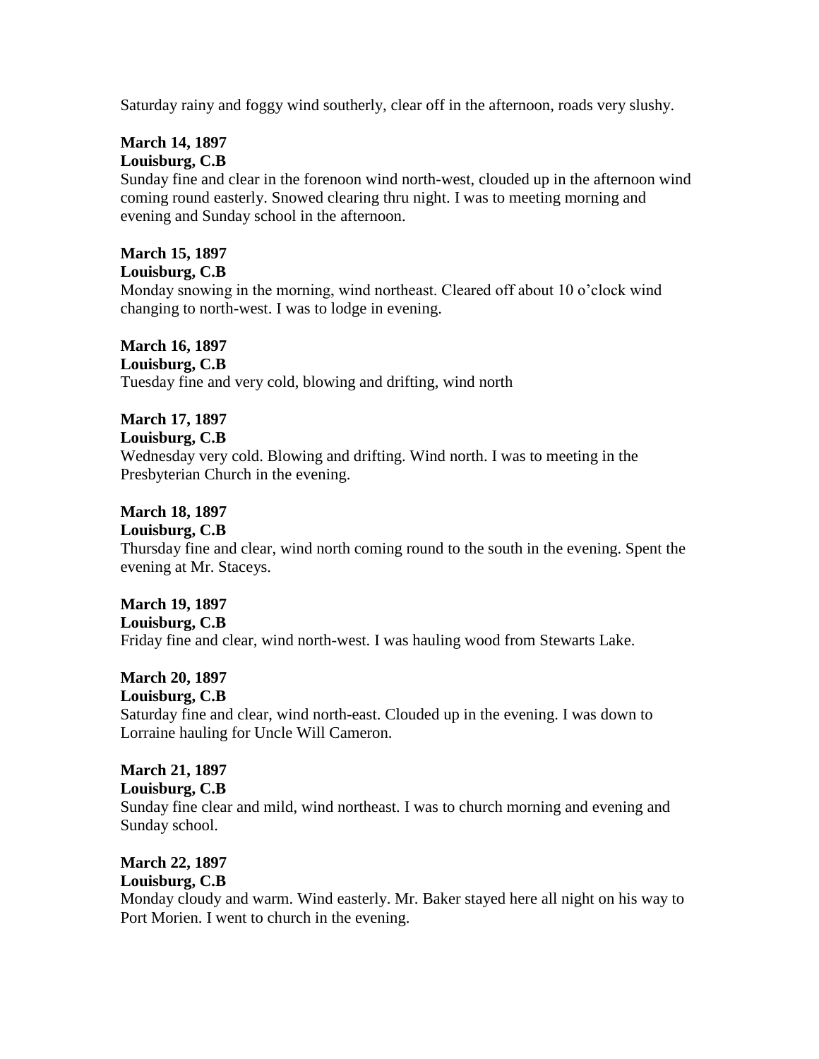Saturday rainy and foggy wind southerly, clear off in the afternoon, roads very slushy.

**March 14, 1897**
**Louisburg, C.B**
Sunday fine and clear in the forenoon wind north-west, clouded up in the afternoon wind coming round easterly. Snowed clearing thru night. I was to meeting morning and evening and Sunday school in the afternoon.

**March 15, 1897**
**Louisburg, C.B**
Monday snowing in the morning, wind northeast. Cleared off about 10 o'clock wind changing to north-west. I was to lodge in evening.

**March 16, 1897**
**Louisburg, C.B**
Tuesday fine and very cold, blowing and drifting, wind north

**March 17, 1897**
**Louisburg, C.B**
Wednesday very cold. Blowing and drifting. Wind north. I was to meeting in the Presbyterian Church in the evening.

**March 18, 1897**
**Louisburg, C.B**
Thursday fine and clear, wind north coming round to the south in the evening. Spent the evening at Mr. Staceys.

**March 19, 1897**
**Louisburg, C.B**
Friday fine and clear, wind north-west. I was hauling wood from Stewarts Lake.

**March 20, 1897**
**Louisburg, C.B**
Saturday fine and clear, wind north-east. Clouded up in the evening. I was down to Lorraine hauling for Uncle Will Cameron.

**March 21, 1897**
**Louisburg, C.B**
Sunday fine clear and mild, wind northeast. I was to church morning and evening and Sunday school.

**March 22, 1897**
**Louisburg, C.B**
Monday cloudy and warm. Wind easterly. Mr. Baker stayed here all night on his way to Port Morien. I went to church in the evening.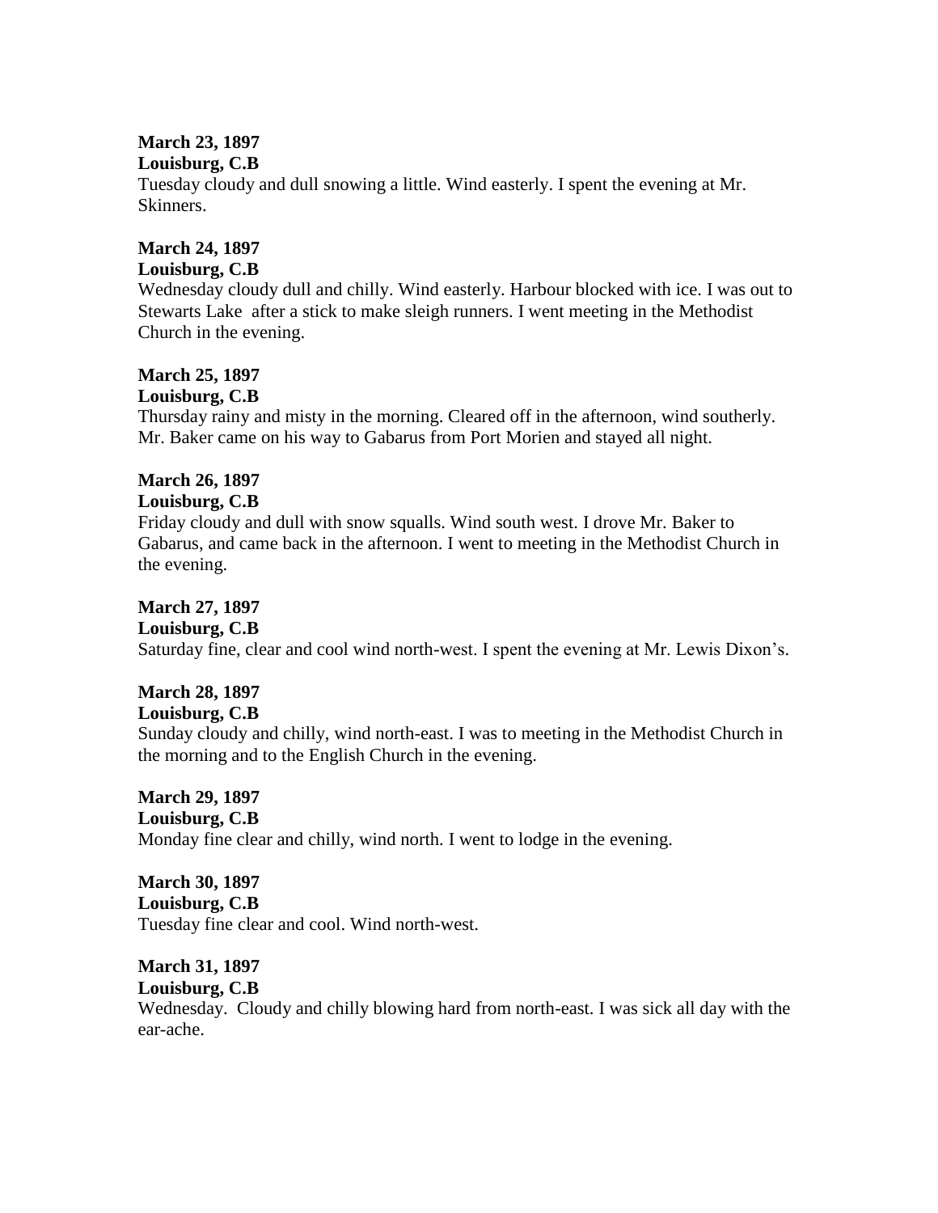**March 23, 1897**
**Louisburg, C.B**
Tuesday cloudy and dull snowing a little. Wind easterly. I spent the evening at Mr. Skinners.

**March 24, 1897**
**Louisburg, C.B**
Wednesday cloudy dull and chilly. Wind easterly. Harbour blocked with ice. I was out to Stewarts Lake after a stick to make sleigh runners. I went meeting in the Methodist Church in the evening.

**March 25, 1897**
**Louisburg, C.B**
Thursday rainy and misty in the morning. Cleared off in the afternoon, wind southerly. Mr. Baker came on his way to Gabarus from Port Morien and stayed all night.

**March 26, 1897**
**Louisburg, C.B**
Friday cloudy and dull with snow squalls. Wind south west. I drove Mr. Baker to Gabarus, and came back in the afternoon. I went to meeting in the Methodist Church in the evening.

**March 27, 1897**
**Louisburg, C.B**
Saturday fine, clear and cool wind north-west. I spent the evening at Mr. Lewis Dixon's.

**March 28, 1897**
**Louisburg, C.B**
Sunday cloudy and chilly, wind north-east. I was to meeting in the Methodist Church in the morning and to the English Church in the evening.

**March 29, 1897**
**Louisburg, C.B**
Monday fine clear and chilly, wind north. I went to lodge in the evening.

**March 30, 1897**
**Louisburg, C.B**
Tuesday fine clear and cool. Wind north-west.

**March 31, 1897**
**Louisburg, C.B**
Wednesday. Cloudy and chilly blowing hard from north-east. I was sick all day with the ear-ache.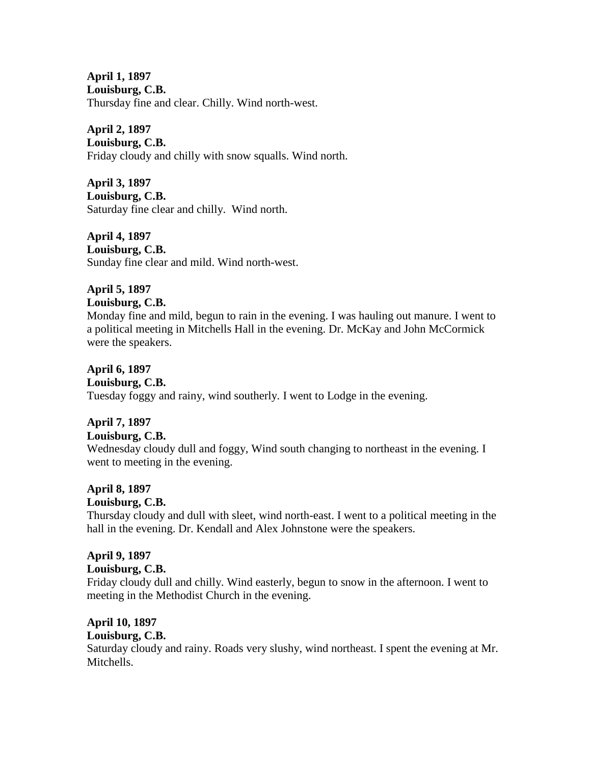**April 1, 1897**
**Louisburg, C.B.**
Thursday fine and clear. Chilly. Wind north-west.

**April 2, 1897**
**Louisburg, C.B.**
Friday cloudy and chilly with snow squalls. Wind north.

**April 3, 1897**
**Louisburg, C.B.**
Saturday fine clear and chilly.  Wind north.

**April 4, 1897**
**Louisburg, C.B.**
Sunday fine clear and mild. Wind north-west.

**April 5, 1897**
**Louisburg, C.B.**
Monday fine and mild, begun to rain in the evening. I was hauling out manure. I went to a political meeting in Mitchells Hall in the evening. Dr. McKay and John McCormick were the speakers.

**April 6, 1897**
**Louisburg, C.B.**
Tuesday foggy and rainy, wind southerly. I went to Lodge in the evening.

**April 7, 1897**
**Louisburg, C.B.**
Wednesday cloudy dull and foggy, Wind south changing to northeast in the evening. I went to meeting in the evening.

**April 8, 1897**
**Louisburg, C.B.**
Thursday cloudy and dull with sleet, wind north-east. I went to a political meeting in the hall in the evening. Dr. Kendall and Alex Johnstone were the speakers.

**April 9, 1897**
**Louisburg, C.B.**
Friday cloudy dull and chilly. Wind easterly, begun to snow in the afternoon. I went to meeting in the Methodist Church in the evening.

**April 10, 1897**
**Louisburg, C.B.**
Saturday cloudy and rainy. Roads very slushy, wind northeast. I spent the evening at Mr. Mitchells.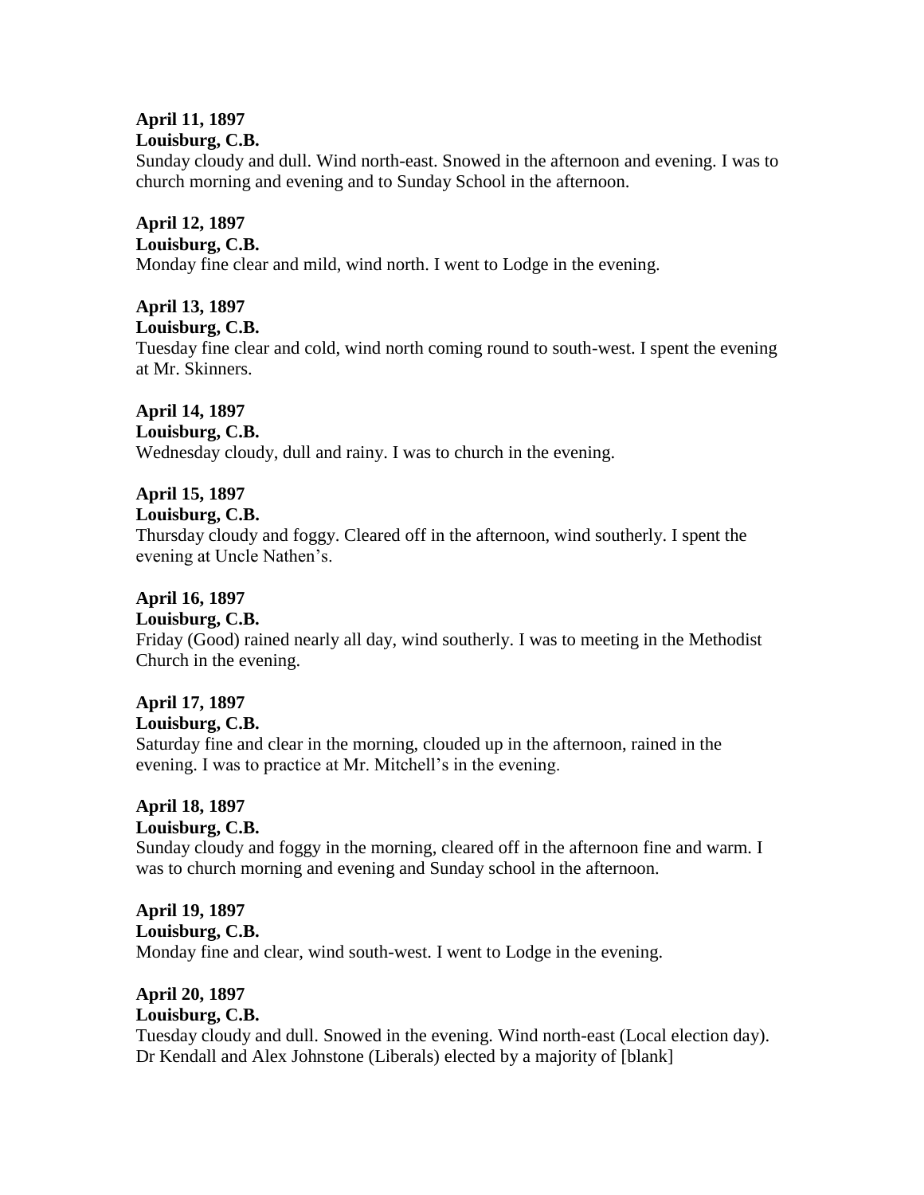**April 11, 1897**
**Louisburg, C.B.**
Sunday cloudy and dull. Wind north-east. Snowed in the afternoon and evening. I was to church morning and evening and to Sunday School in the afternoon.

**April 12, 1897**
**Louisburg, C.B.**
Monday fine clear and mild, wind north. I went to Lodge in the evening.

**April 13, 1897**
**Louisburg, C.B.**
Tuesday fine clear and cold, wind north coming round to south-west. I spent the evening at Mr. Skinners.

**April 14, 1897**
**Louisburg, C.B.**
Wednesday cloudy, dull and rainy. I was to church in the evening.

**April 15, 1897**
**Louisburg, C.B.**
Thursday cloudy and foggy. Cleared off in the afternoon, wind southerly. I spent the evening at Uncle Nathen's.

**April 16, 1897**
**Louisburg, C.B.**
Friday (Good) rained nearly all day, wind southerly. I was to meeting in the Methodist Church in the evening.

**April 17, 1897**
**Louisburg, C.B.**
Saturday fine and clear in the morning, clouded up in the afternoon, rained in the evening. I was to practice at Mr. Mitchell's in the evening.

**April 18, 1897**
**Louisburg, C.B.**
Sunday cloudy and foggy in the morning, cleared off in the afternoon fine and warm. I was to church morning and evening and Sunday school in the afternoon.

**April 19, 1897**
**Louisburg, C.B.**
Monday fine and clear, wind south-west. I went to Lodge in the evening.

**April 20, 1897**
**Louisburg, C.B.**
Tuesday cloudy and dull. Snowed in the evening. Wind north-east (Local election day). Dr Kendall and Alex Johnstone (Liberals) elected by a majority of [blank]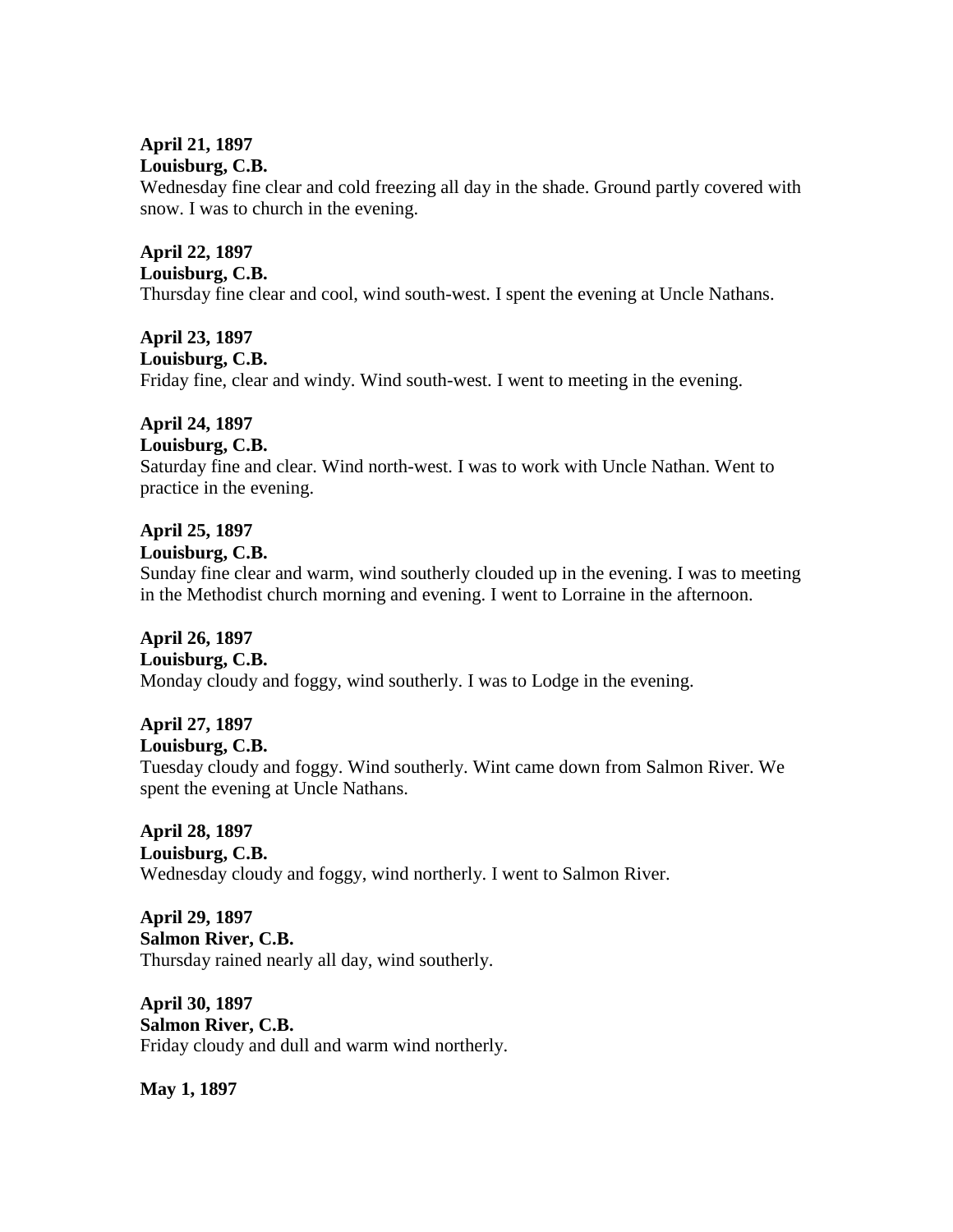**April 21, 1897**
**Louisburg, C.B.**
Wednesday fine clear and cold freezing all day in the shade. Ground partly covered with snow. I was to church in the evening.

**April 22, 1897**
**Louisburg, C.B.**
Thursday fine clear and cool, wind south-west. I spent the evening at Uncle Nathans.

**April 23, 1897**
**Louisburg, C.B.**
Friday fine, clear and windy. Wind south-west. I went to meeting in the evening.

**April 24, 1897**
**Louisburg, C.B.**
Saturday fine and clear. Wind north-west. I was to work with Uncle Nathan. Went to practice in the evening.

**April 25, 1897**
**Louisburg, C.B.**
Sunday fine clear and warm, wind southerly clouded up in the evening. I was to meeting in the Methodist church morning and evening. I went to Lorraine in the afternoon.

**April 26, 1897**
**Louisburg, C.B.**
Monday cloudy and foggy, wind southerly. I was to Lodge in the evening.

**April 27, 1897**
**Louisburg, C.B.**
Tuesday cloudy and foggy. Wind southerly. Wint came down from Salmon River. We spent the evening at Uncle Nathans.

**April 28, 1897**
**Louisburg, C.B.**
Wednesday cloudy and foggy, wind northerly. I went to Salmon River.

**April 29, 1897**
**Salmon River, C.B.**
Thursday rained nearly all day, wind southerly.

**April 30, 1897**
**Salmon River, C.B.**
Friday cloudy and dull and warm wind northerly.

**May 1, 1897**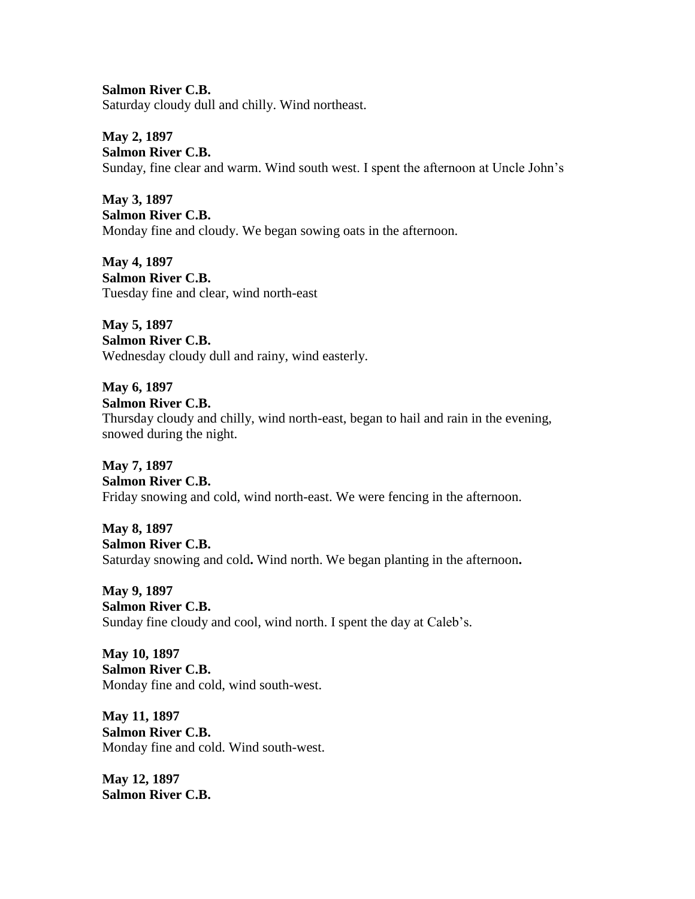**Salmon River C.B.**
Saturday cloudy dull and chilly. Wind northeast.

**May 2, 1897**
**Salmon River C.B.**
Sunday, fine clear and warm. Wind south west. I spent the afternoon at Uncle John's

**May 3, 1897**
**Salmon River C.B.**
Monday fine and cloudy. We began sowing oats in the afternoon.

**May 4, 1897**
**Salmon River C.B.**
Tuesday fine and clear, wind north-east

**May 5, 1897**
**Salmon River C.B.**
Wednesday cloudy dull and rainy, wind easterly.

**May 6, 1897**
**Salmon River C.B.**
Thursday cloudy and chilly, wind north-east, began to hail and rain in the evening, snowed during the night.

**May 7, 1897**
**Salmon River C.B.**
Friday snowing and cold, wind north-east. We were fencing in the afternoon.

**May 8, 1897**
**Salmon River C.B.**
Saturday snowing and cold**.** Wind north. We began planting in the afternoon**.**

**May 9, 1897**
**Salmon River C.B.**
Sunday fine cloudy and cool, wind north. I spent the day at Caleb's.

**May 10, 1897**
**Salmon River C.B.**
Monday fine and cold, wind south-west.

**May 11, 1897**
**Salmon River C.B.**
Monday fine and cold. Wind south-west.

**May 12, 1897**
**Salmon River C.B.**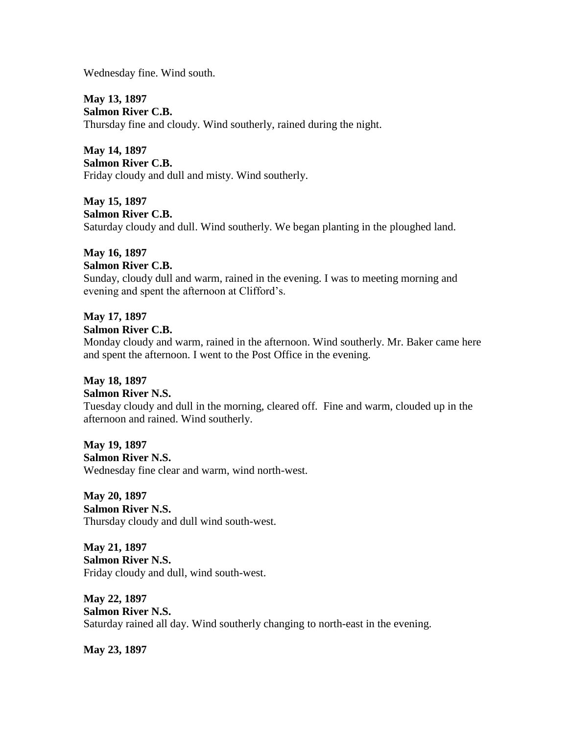Wednesday fine. Wind south.

**May 13, 1897**
**Salmon River C.B.**
Thursday fine and cloudy. Wind southerly, rained during the night.

**May 14, 1897**
**Salmon River C.B.**
Friday cloudy and dull and misty. Wind southerly.

**May 15, 1897**
**Salmon River C.B.**
Saturday cloudy and dull. Wind southerly. We began planting in the ploughed land.

**May 16, 1897**
**Salmon River C.B.**
Sunday, cloudy dull and warm, rained in the evening. I was to meeting morning and evening and spent the afternoon at Clifford's.

**May 17, 1897**
**Salmon River C.B.**
Monday cloudy and warm, rained in the afternoon. Wind southerly. Mr. Baker came here and spent the afternoon. I went to the Post Office in the evening.

**May 18, 1897**
**Salmon River N.S.**
Tuesday cloudy and dull in the morning, cleared off. Fine and warm, clouded up in the afternoon and rained. Wind southerly.

**May 19, 1897**
**Salmon River N.S.**
Wednesday fine clear and warm, wind north-west.

**May 20, 1897**
**Salmon River N.S.**
Thursday cloudy and dull wind south-west.

**May 21, 1897**
**Salmon River N.S.**
Friday cloudy and dull, wind south-west.

**May 22, 1897**
**Salmon River N.S.**
Saturday rained all day. Wind southerly changing to north-east in the evening.

**May 23, 1897**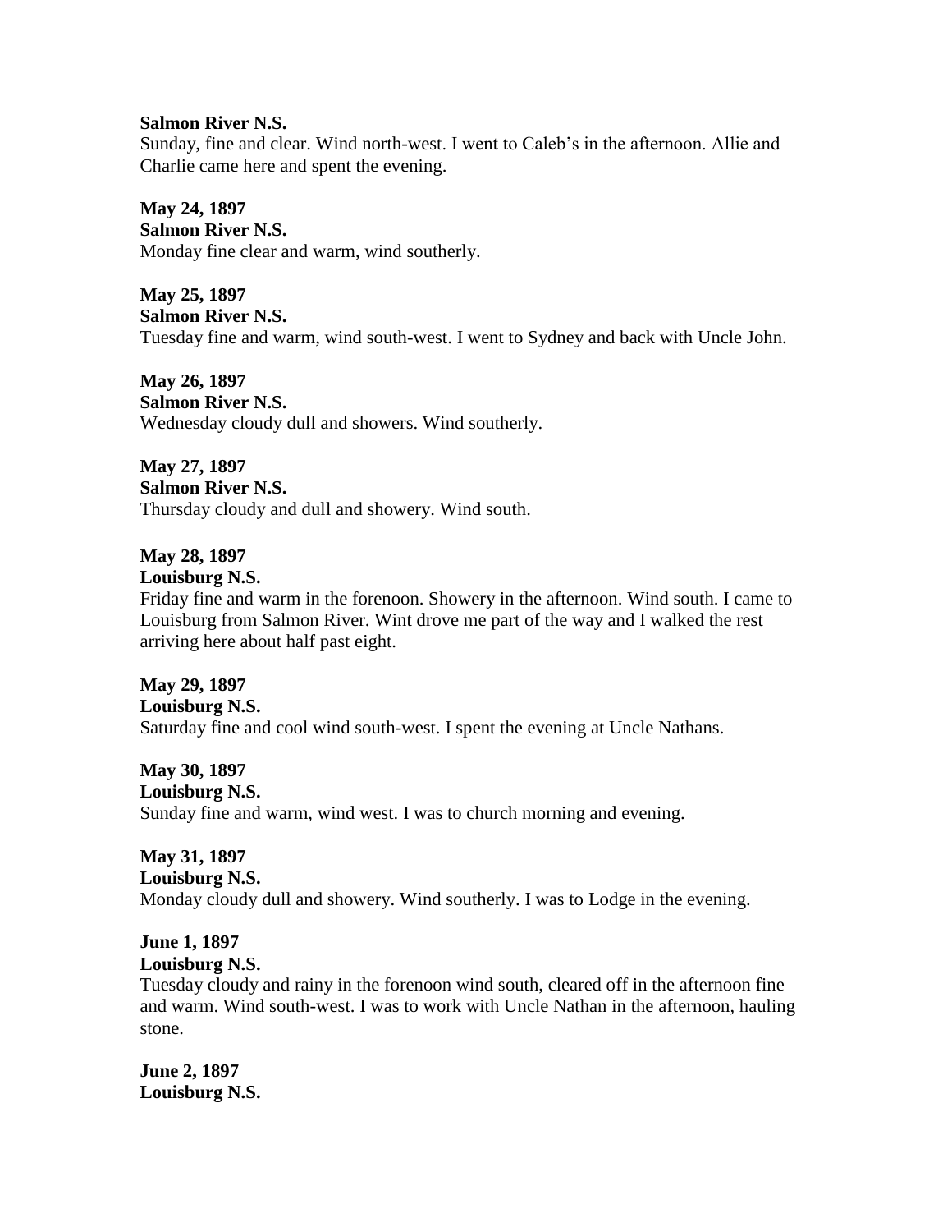**Salmon River N.S.**
Sunday, fine and clear. Wind north-west. I went to Caleb's in the afternoon. Allie and Charlie came here and spent the evening.

**May 24, 1897**
**Salmon River N.S.**
Monday fine clear and warm, wind southerly.

**May 25, 1897**
**Salmon River N.S.**
Tuesday fine and warm, wind south-west. I went to Sydney and back with Uncle John.

**May 26, 1897**
**Salmon River N.S.**
Wednesday cloudy dull and showers. Wind southerly.

**May 27, 1897**
**Salmon River N.S.**
Thursday cloudy and dull and showery. Wind south.

**May 28, 1897**
**Louisburg N.S.**
Friday fine and warm in the forenoon. Showery in the afternoon. Wind south. I came to Louisburg from Salmon River. Wint drove me part of the way and I walked the rest arriving here about half past eight.

**May 29, 1897**
**Louisburg N.S.**
Saturday fine and cool wind south-west. I spent the evening at Uncle Nathans.

**May 30, 1897**
**Louisburg N.S.**
Sunday fine and warm, wind west. I was to church morning and evening.

**May 31, 1897**
**Louisburg N.S.**
Monday cloudy dull and showery. Wind southerly. I was to Lodge in the evening.

**June 1, 1897**
**Louisburg N.S.**
Tuesday cloudy and rainy in the forenoon wind south, cleared off in the afternoon fine and warm. Wind south-west. I was to work with Uncle Nathan in the afternoon, hauling stone.

**June 2, 1897**
**Louisburg N.S.**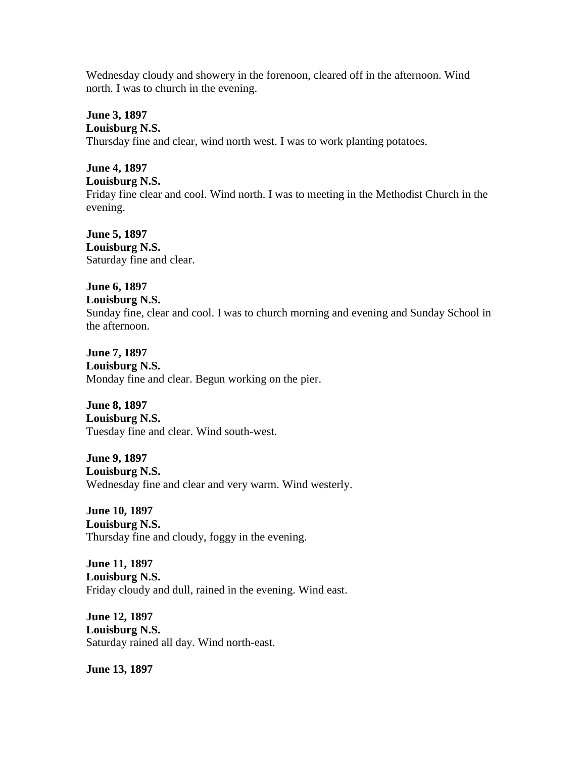Wednesday cloudy and showery in the forenoon, cleared off in the afternoon. Wind north. I was to church in the evening.

**June 3, 1897**
**Louisburg N.S.**
Thursday fine and clear, wind north west. I was to work planting potatoes.

**June 4, 1897**
**Louisburg N.S.**
Friday fine clear and cool. Wind north. I was to meeting in the Methodist Church in the evening.

**June 5, 1897**
**Louisburg N.S.**
Saturday fine and clear.

**June 6, 1897**
**Louisburg N.S.**
Sunday fine, clear and cool. I was to church morning and evening and Sunday School in the afternoon.

**June 7, 1897**
**Louisburg N.S.**
Monday fine and clear. Begun working on the pier.

**June 8, 1897**
**Louisburg N.S.**
Tuesday fine and clear. Wind south-west.

**June 9, 1897**
**Louisburg N.S.**
Wednesday fine and clear and very warm. Wind westerly.

**June 10, 1897**
**Louisburg N.S.**
Thursday fine and cloudy, foggy in the evening.

**June 11, 1897**
**Louisburg N.S.**
Friday cloudy and dull, rained in the evening. Wind east.

**June 12, 1897**
**Louisburg N.S.**
Saturday rained all day. Wind north-east.

**June 13, 1897**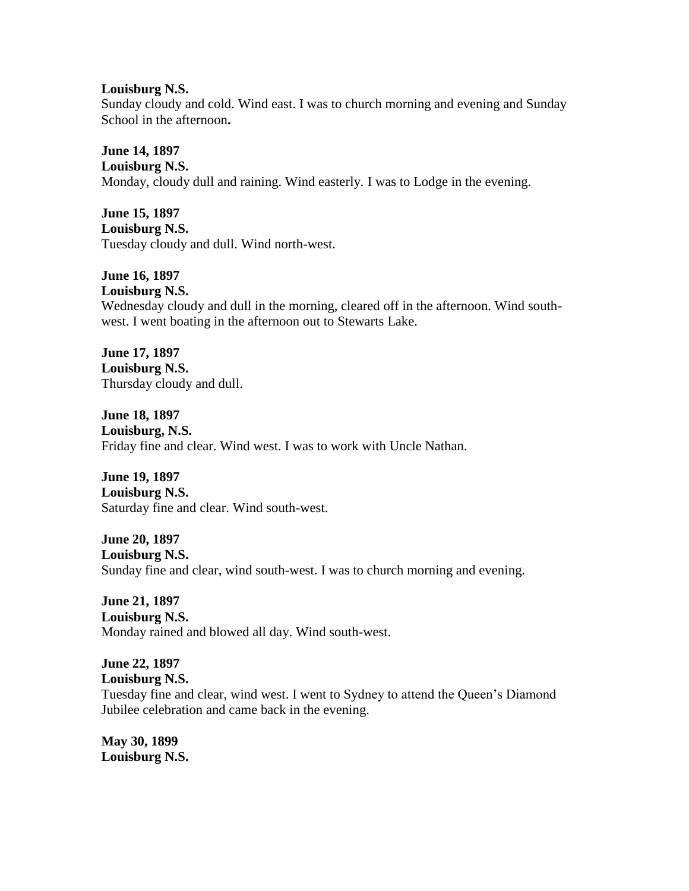**Louisburg N.S.**
Sunday cloudy and cold. Wind east. I was to church morning and evening and Sunday School in the afternoon**.**

**June 14, 1897**
**Louisburg N.S.**
Monday, cloudy dull and raining. Wind easterly. I was to Lodge in the evening.

**June 15, 1897**
**Louisburg N.S.**
Tuesday cloudy and dull. Wind north-west.

**June 16, 1897**
**Louisburg N.S.**
Wednesday cloudy and dull in the morning, cleared off in the afternoon. Wind south-west. I went boating in the afternoon out to Stewarts Lake.

**June 17, 1897**
**Louisburg N.S.**
Thursday cloudy and dull.

**June 18, 1897**
**Louisburg, N.S.**
Friday fine and clear. Wind west. I was to work with Uncle Nathan.

**June 19, 1897**
**Louisburg N.S.**
Saturday fine and clear. Wind south-west.

**June 20, 1897**
**Louisburg N.S.**
Sunday fine and clear, wind south-west. I was to church morning and evening.

**June 21, 1897**
**Louisburg N.S.**
Monday rained and blowed all day. Wind south-west.

**June 22, 1897**
**Louisburg N.S.**
Tuesday fine and clear, wind west. I went to Sydney to attend the Queen's Diamond Jubilee celebration and came back in the evening.

**May 30, 1899**
**Louisburg N.S.**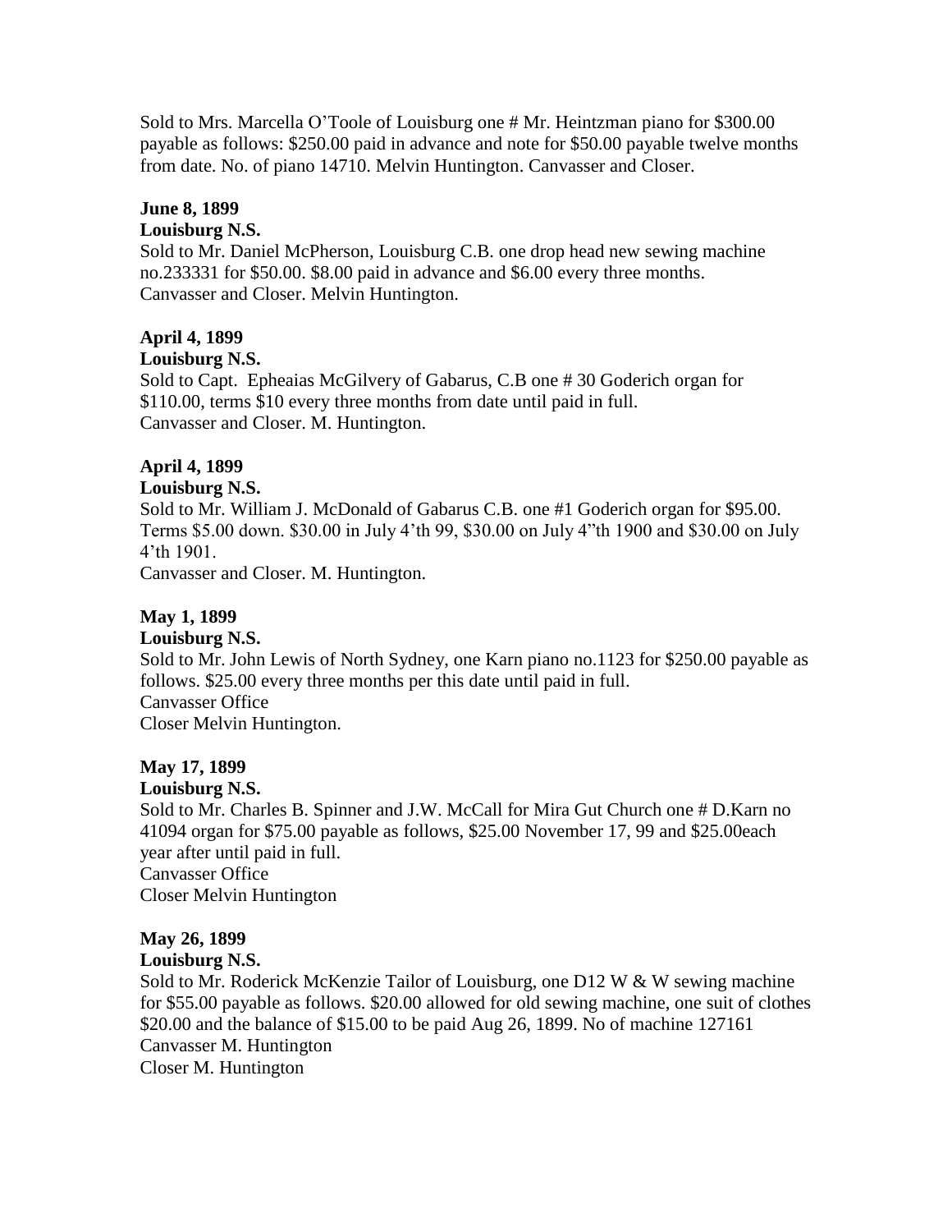Sold to Mrs. Marcella O'Toole of Louisburg one # Mr. Heintzman piano for $300.00 payable as follows: $250.00 paid in advance and note for $50.00 payable twelve months from date. No. of piano 14710. Melvin Huntington. Canvasser and Closer.

**June 8, 1899**
**Louisburg N.S.**
Sold to Mr. Daniel McPherson, Louisburg C.B. one drop head new sewing machine no.233331 for $50.00. $8.00 paid in advance and $6.00 every three months. Canvasser and Closer. Melvin Huntington.

**April 4, 1899**
**Louisburg N.S.**
Sold to Capt. Epheaias McGilvery of Gabarus, C.B one # 30 Goderich organ for $110.00, terms $10 every three months from date until paid in full.
Canvasser and Closer. M. Huntington.

**April 4, 1899**
**Louisburg N.S.**
Sold to Mr. William J. McDonald of Gabarus C.B. one #1 Goderich organ for $95.00. Terms $5.00 down. $30.00 in July 4'th 99, $30.00 on July 4"th 1900 and $30.00 on July 4'th 1901.
Canvasser and Closer. M. Huntington.

**May 1, 1899**
**Louisburg N.S.**
Sold to Mr. John Lewis of North Sydney, one Karn piano no.1123 for $250.00 payable as follows. $25.00 every three months per this date until paid in full.
Canvasser Office
Closer Melvin Huntington.

**May 17, 1899**
**Louisburg N.S.**
Sold to Mr. Charles B. Spinner and J.W. McCall for Mira Gut Church one # D.Karn no 41094 organ for $75.00 payable as follows, $25.00 November 17, 99 and $25.00each year after until paid in full.
Canvasser Office
Closer Melvin Huntington

**May 26, 1899**
**Louisburg N.S.**
Sold to Mr. Roderick McKenzie Tailor of Louisburg, one D12 W & W sewing machine for $55.00 payable as follows. $20.00 allowed for old sewing machine, one suit of clothes $20.00 and the balance of $15.00 to be paid Aug 26, 1899. No of machine 127161
Canvasser M. Huntington
Closer M. Huntington